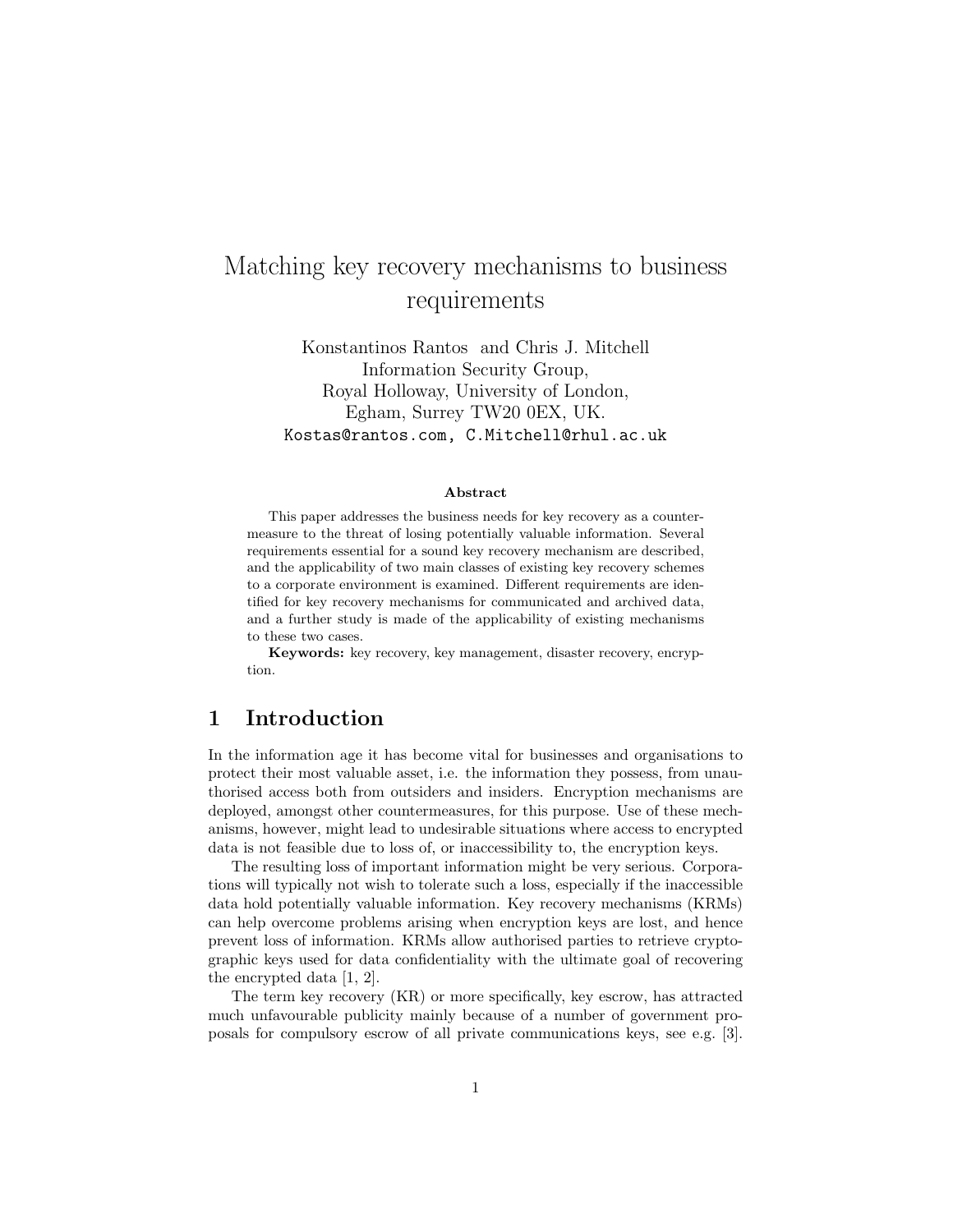# Matching key recovery mechanisms to business requirements

Konstantinos Rantos and Chris J. Mitchell
Information Security Group,
Royal Holloway, University of London,
Egham, Surrey TW20 0EX, UK.
Kostas@rantos.com, C.Mitchell@rhul.ac.uk

**Abstract**

This paper addresses the business needs for key recovery as a countermeasure to the threat of losing potentially valuable information. Several requirements essential for a sound key recovery mechanism are described, and the applicability of two main classes of existing key recovery schemes to a corporate environment is examined. Different requirements are identified for key recovery mechanisms for communicated and archived data, and a further study is made of the applicability of existing mechanisms to these two cases.

**Keywords:** key recovery, key management, disaster recovery, encryption.

## 1 Introduction

In the information age it has become vital for businesses and organisations to protect their most valuable asset, i.e. the information they possess, from unauthorised access both from outsiders and insiders. Encryption mechanisms are deployed, amongst other countermeasures, for this purpose. Use of these mechanisms, however, might lead to undesirable situations where access to encrypted data is not feasible due to loss of, or inaccessibility to, the encryption keys.

The resulting loss of important information might be very serious. Corporations will typically not wish to tolerate such a loss, especially if the inaccessible data hold potentially valuable information. Key recovery mechanisms (KRMs) can help overcome problems arising when encryption keys are lost, and hence prevent loss of information. KRMs allow authorised parties to retrieve cryptographic keys used for data confidentiality with the ultimate goal of recovering the encrypted data [1, 2].

The term key recovery (KR) or more specifically, key escrow, has attracted much unfavourable publicity mainly because of a number of government proposals for compulsory escrow of all private communications keys, see e.g. [3].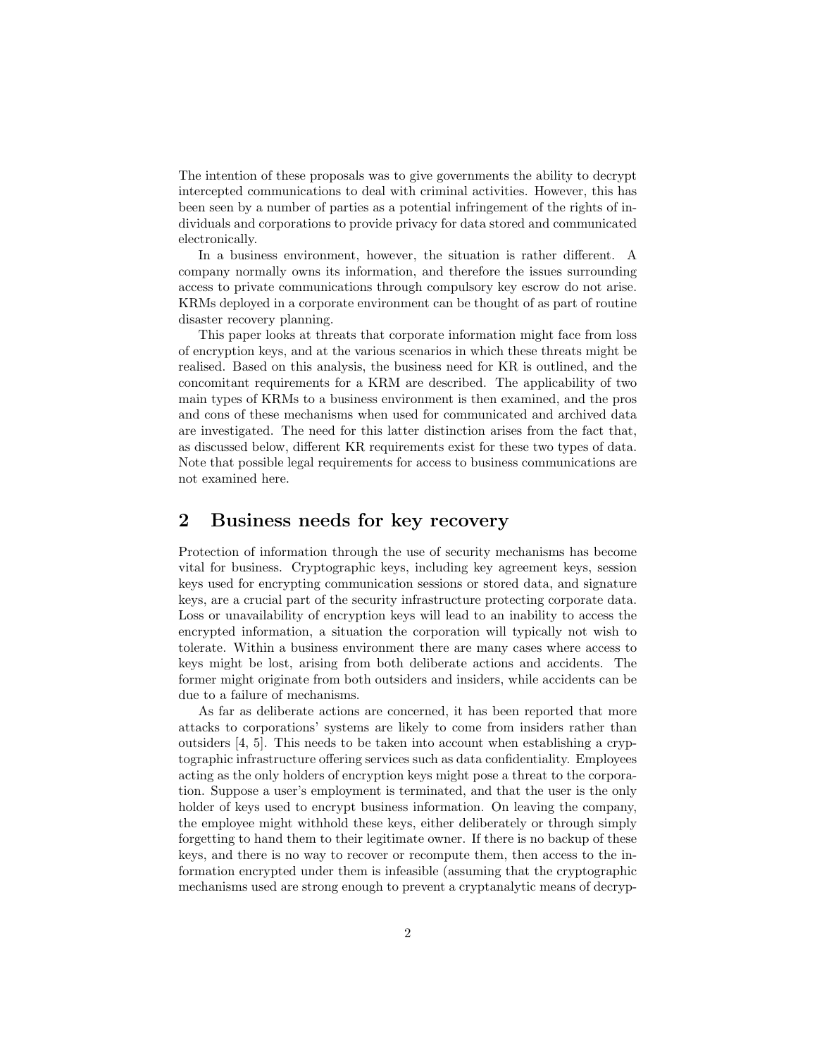The intention of these proposals was to give governments the ability to decrypt intercepted communications to deal with criminal activities. However, this has been seen by a number of parties as a potential infringement of the rights of individuals and corporations to provide privacy for data stored and communicated electronically.

In a business environment, however, the situation is rather different. A company normally owns its information, and therefore the issues surrounding access to private communications through compulsory key escrow do not arise. KRMs deployed in a corporate environment can be thought of as part of routine disaster recovery planning.

This paper looks at threats that corporate information might face from loss of encryption keys, and at the various scenarios in which these threats might be realised. Based on this analysis, the business need for KR is outlined, and the concomitant requirements for a KRM are described. The applicability of two main types of KRMs to a business environment is then examined, and the pros and cons of these mechanisms when used for communicated and archived data are investigated. The need for this latter distinction arises from the fact that, as discussed below, different KR requirements exist for these two types of data. Note that possible legal requirements for access to business communications are not examined here.

## 2 Business needs for key recovery

Protection of information through the use of security mechanisms has become vital for business. Cryptographic keys, including key agreement keys, session keys used for encrypting communication sessions or stored data, and signature keys, are a crucial part of the security infrastructure protecting corporate data. Loss or unavailability of encryption keys will lead to an inability to access the encrypted information, a situation the corporation will typically not wish to tolerate. Within a business environment there are many cases where access to keys might be lost, arising from both deliberate actions and accidents. The former might originate from both outsiders and insiders, while accidents can be due to a failure of mechanisms.

As far as deliberate actions are concerned, it has been reported that more attacks to corporations' systems are likely to come from insiders rather than outsiders [4, 5]. This needs to be taken into account when establishing a cryptographic infrastructure offering services such as data confidentiality. Employees acting as the only holders of encryption keys might pose a threat to the corporation. Suppose a user's employment is terminated, and that the user is the only holder of keys used to encrypt business information. On leaving the company, the employee might withhold these keys, either deliberately or through simply forgetting to hand them to their legitimate owner. If there is no backup of these keys, and there is no way to recover or recompute them, then access to the information encrypted under them is infeasible (assuming that the cryptographic mechanisms used are strong enough to prevent a cryptanalytic means of decryp-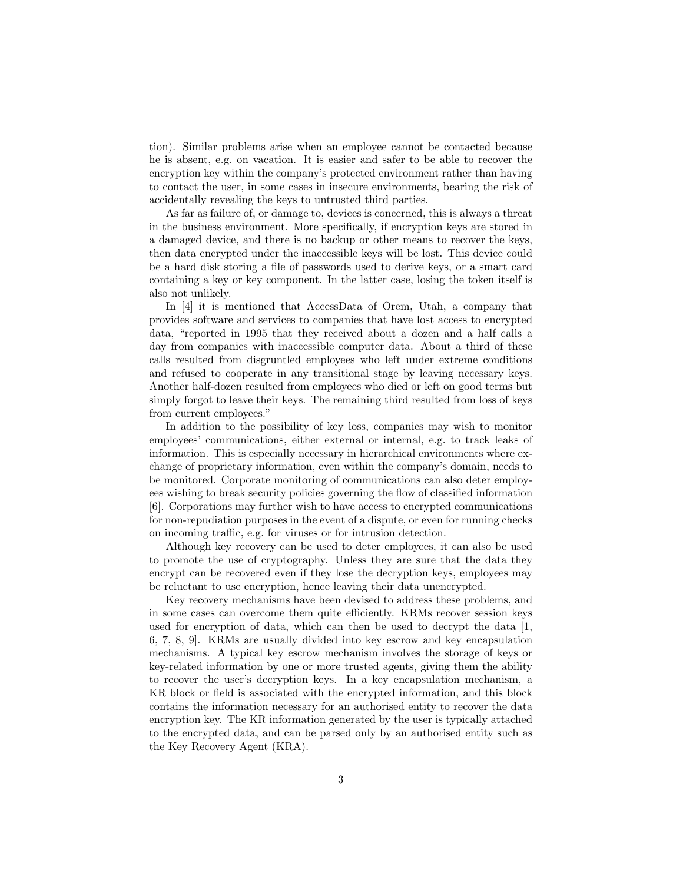tion). Similar problems arise when an employee cannot be contacted because he is absent, e.g. on vacation. It is easier and safer to be able to recover the encryption key within the company's protected environment rather than having to contact the user, in some cases in insecure environments, bearing the risk of accidentally revealing the keys to untrusted third parties.

As far as failure of, or damage to, devices is concerned, this is always a threat in the business environment. More specifically, if encryption keys are stored in a damaged device, and there is no backup or other means to recover the keys, then data encrypted under the inaccessible keys will be lost. This device could be a hard disk storing a file of passwords used to derive keys, or a smart card containing a key or key component. In the latter case, losing the token itself is also not unlikely.

In [4] it is mentioned that AccessData of Orem, Utah, a company that provides software and services to companies that have lost access to encrypted data, "reported in 1995 that they received about a dozen and a half calls a day from companies with inaccessible computer data. About a third of these calls resulted from disgruntled employees who left under extreme conditions and refused to cooperate in any transitional stage by leaving necessary keys. Another half-dozen resulted from employees who died or left on good terms but simply forgot to leave their keys. The remaining third resulted from loss of keys from current employees."

In addition to the possibility of key loss, companies may wish to monitor employees' communications, either external or internal, e.g. to track leaks of information. This is especially necessary in hierarchical environments where exchange of proprietary information, even within the company's domain, needs to be monitored. Corporate monitoring of communications can also deter employees wishing to break security policies governing the flow of classified information [6]. Corporations may further wish to have access to encrypted communications for non-repudiation purposes in the event of a dispute, or even for running checks on incoming traffic, e.g. for viruses or for intrusion detection.

Although key recovery can be used to deter employees, it can also be used to promote the use of cryptography. Unless they are sure that the data they encrypt can be recovered even if they lose the decryption keys, employees may be reluctant to use encryption, hence leaving their data unencrypted.

Key recovery mechanisms have been devised to address these problems, and in some cases can overcome them quite efficiently. KRMs recover session keys used for encryption of data, which can then be used to decrypt the data [1, 6, 7, 8, 9]. KRMs are usually divided into key escrow and key encapsulation mechanisms. A typical key escrow mechanism involves the storage of keys or key-related information by one or more trusted agents, giving them the ability to recover the user's decryption keys. In a key encapsulation mechanism, a KR block or field is associated with the encrypted information, and this block contains the information necessary for an authorised entity to recover the data encryption key. The KR information generated by the user is typically attached to the encrypted data, and can be parsed only by an authorised entity such as the Key Recovery Agent (KRA).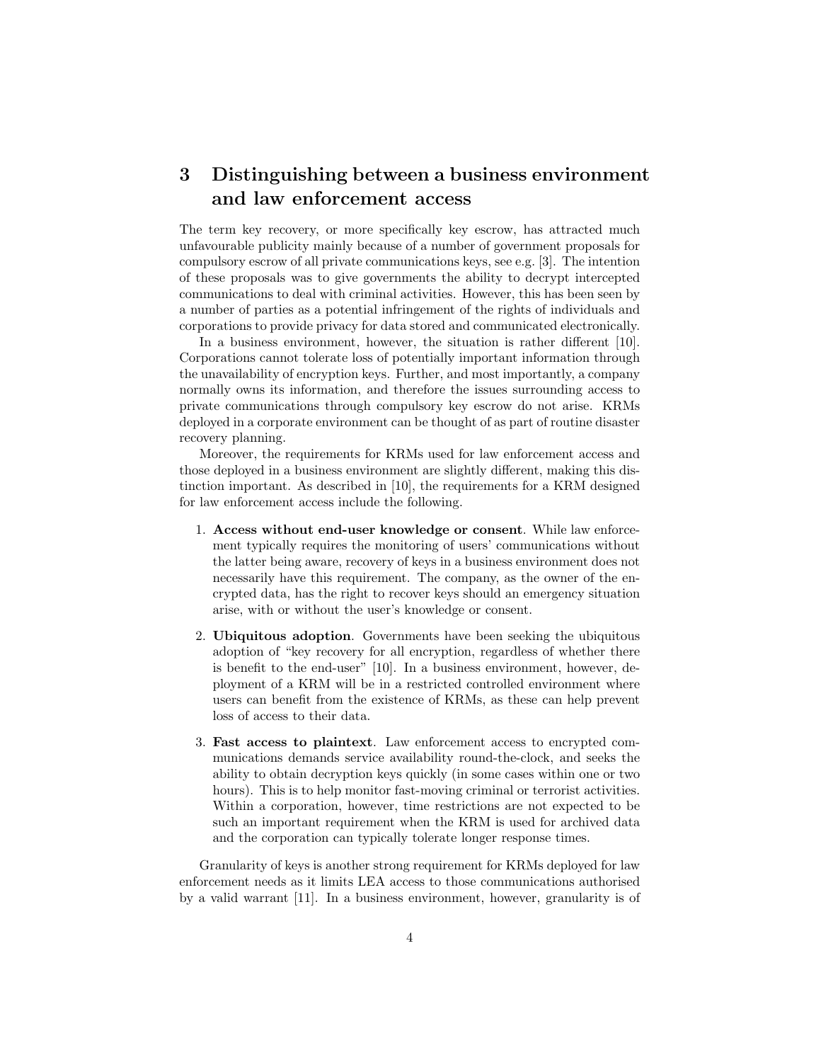## 3 Distinguishing between a business environment and law enforcement access

The term key recovery, or more specifically key escrow, has attracted much unfavourable publicity mainly because of a number of government proposals for compulsory escrow of all private communications keys, see e.g. [3]. The intention of these proposals was to give governments the ability to decrypt intercepted communications to deal with criminal activities. However, this has been seen by a number of parties as a potential infringement of the rights of individuals and corporations to provide privacy for data stored and communicated electronically.

In a business environment, however, the situation is rather different [10]. Corporations cannot tolerate loss of potentially important information through the unavailability of encryption keys. Further, and most importantly, a company normally owns its information, and therefore the issues surrounding access to private communications through compulsory key escrow do not arise. KRMs deployed in a corporate environment can be thought of as part of routine disaster recovery planning.

Moreover, the requirements for KRMs used for law enforcement access and those deployed in a business environment are slightly different, making this distinction important. As described in [10], the requirements for a KRM designed for law enforcement access include the following.

1. **Access without end-user knowledge or consent**. While law enforcement typically requires the monitoring of users' communications without the latter being aware, recovery of keys in a business environment does not necessarily have this requirement. The company, as the owner of the encrypted data, has the right to recover keys should an emergency situation arise, with or without the user's knowledge or consent.

2. **Ubiquitous adoption**. Governments have been seeking the ubiquitous adoption of "key recovery for all encryption, regardless of whether there is benefit to the end-user" [10]. In a business environment, however, deployment of a KRM will be in a restricted controlled environment where users can benefit from the existence of KRMs, as these can help prevent loss of access to their data.

3. **Fast access to plaintext**. Law enforcement access to encrypted communications demands service availability round-the-clock, and seeks the ability to obtain decryption keys quickly (in some cases within one or two hours). This is to help monitor fast-moving criminal or terrorist activities. Within a corporation, however, time restrictions are not expected to be such an important requirement when the KRM is used for archived data and the corporation can typically tolerate longer response times.

Granularity of keys is another strong requirement for KRMs deployed for law enforcement needs as it limits LEA access to those communications authorised by a valid warrant [11]. In a business environment, however, granularity is of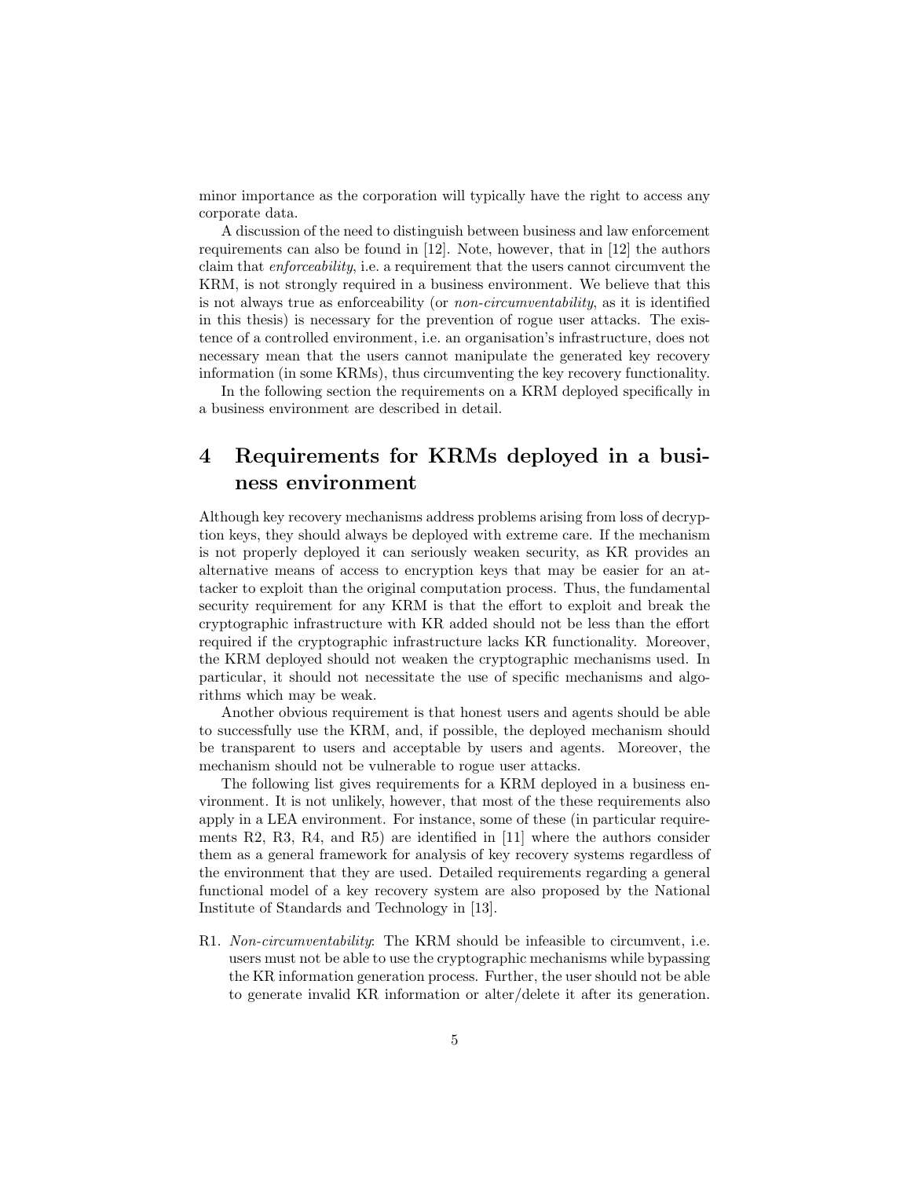minor importance as the corporation will typically have the right to access any corporate data.

A discussion of the need to distinguish between business and law enforcement requirements can also be found in [12]. Note, however, that in [12] the authors claim that *enforceability*, i.e. a requirement that the users cannot circumvent the KRM, is not strongly required in a business environment. We believe that this is not always true as enforceability (or *non-circumventability*, as it is identified in this thesis) is necessary for the prevention of rogue user attacks. The existence of a controlled environment, i.e. an organisation's infrastructure, does not necessary mean that the users cannot manipulate the generated key recovery information (in some KRMs), thus circumventing the key recovery functionality.

In the following section the requirements on a KRM deployed specifically in a business environment are described in detail.

# 4 Requirements for KRMs deployed in a business environment

Although key recovery mechanisms address problems arising from loss of decryption keys, they should always be deployed with extreme care. If the mechanism is not properly deployed it can seriously weaken security, as KR provides an alternative means of access to encryption keys that may be easier for an attacker to exploit than the original computation process. Thus, the fundamental security requirement for any KRM is that the effort to exploit and break the cryptographic infrastructure with KR added should not be less than the effort required if the cryptographic infrastructure lacks KR functionality. Moreover, the KRM deployed should not weaken the cryptographic mechanisms used. In particular, it should not necessitate the use of specific mechanisms and algorithms which may be weak.

Another obvious requirement is that honest users and agents should be able to successfully use the KRM, and, if possible, the deployed mechanism should be transparent to users and acceptable by users and agents. Moreover, the mechanism should not be vulnerable to rogue user attacks.

The following list gives requirements for a KRM deployed in a business environment. It is not unlikely, however, that most of the these requirements also apply in a LEA environment. For instance, some of these (in particular requirements R2, R3, R4, and R5) are identified in [11] where the authors consider them as a general framework for analysis of key recovery systems regardless of the environment that they are used. Detailed requirements regarding a general functional model of a key recovery system are also proposed by the National Institute of Standards and Technology in [13].

R1. *Non-circumventability*: The KRM should be infeasible to circumvent, i.e. users must not be able to use the cryptographic mechanisms while bypassing the KR information generation process. Further, the user should not be able to generate invalid KR information or alter/delete it after its generation.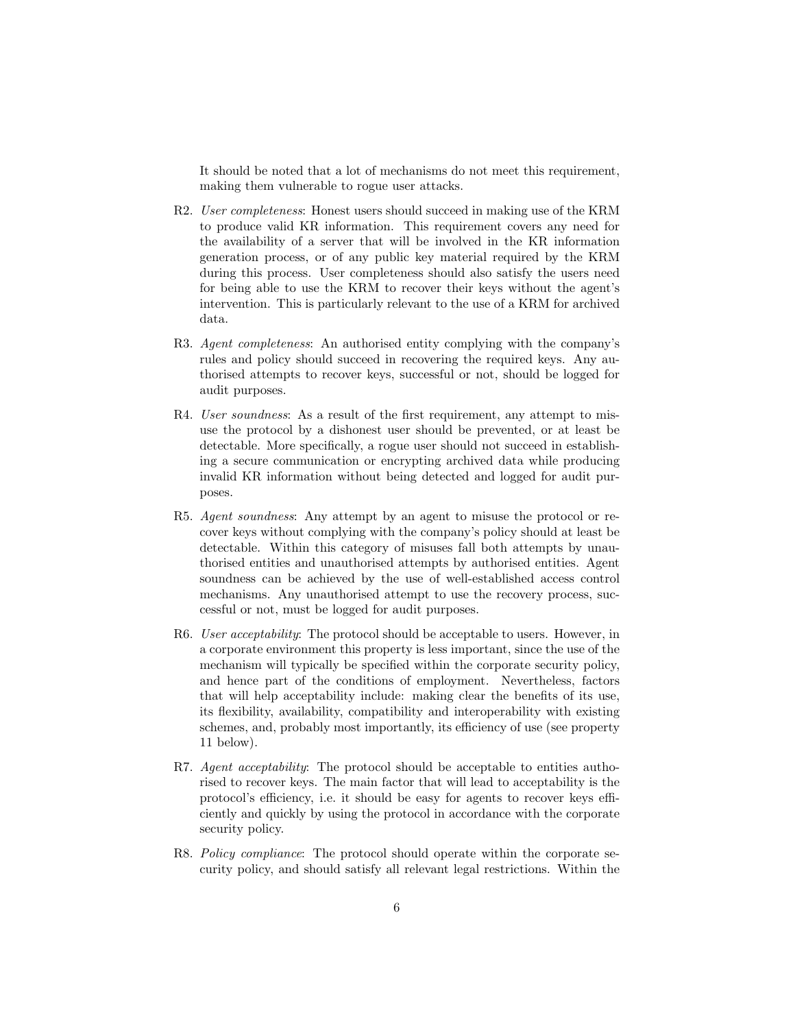It should be noted that a lot of mechanisms do not meet this requirement, making them vulnerable to rogue user attacks.

R2. *User completeness*: Honest users should succeed in making use of the KRM to produce valid KR information. This requirement covers any need for the availability of a server that will be involved in the KR information generation process, or of any public key material required by the KRM during this process. User completeness should also satisfy the users need for being able to use the KRM to recover their keys without the agent's intervention. This is particularly relevant to the use of a KRM for archived data.

R3. *Agent completeness*: An authorised entity complying with the company's rules and policy should succeed in recovering the required keys. Any authorised attempts to recover keys, successful or not, should be logged for audit purposes.

R4. *User soundness*: As a result of the first requirement, any attempt to misuse the protocol by a dishonest user should be prevented, or at least be detectable. More specifically, a rogue user should not succeed in establishing a secure communication or encrypting archived data while producing invalid KR information without being detected and logged for audit purposes.

R5. *Agent soundness*: Any attempt by an agent to misuse the protocol or recover keys without complying with the company's policy should at least be detectable. Within this category of misuses fall both attempts by unauthorised entities and unauthorised attempts by authorised entities. Agent soundness can be achieved by the use of well-established access control mechanisms. Any unauthorised attempt to use the recovery process, successful or not, must be logged for audit purposes.

R6. *User acceptability*: The protocol should be acceptable to users. However, in a corporate environment this property is less important, since the use of the mechanism will typically be specified within the corporate security policy, and hence part of the conditions of employment. Nevertheless, factors that will help acceptability include: making clear the benefits of its use, its flexibility, availability, compatibility and interoperability with existing schemes, and, probably most importantly, its efficiency of use (see property 11 below).

R7. *Agent acceptability*: The protocol should be acceptable to entities authorised to recover keys. The main factor that will lead to acceptability is the protocol's efficiency, i.e. it should be easy for agents to recover keys efficiently and quickly by using the protocol in accordance with the corporate security policy.

R8. *Policy compliance*: The protocol should operate within the corporate security policy, and should satisfy all relevant legal restrictions. Within the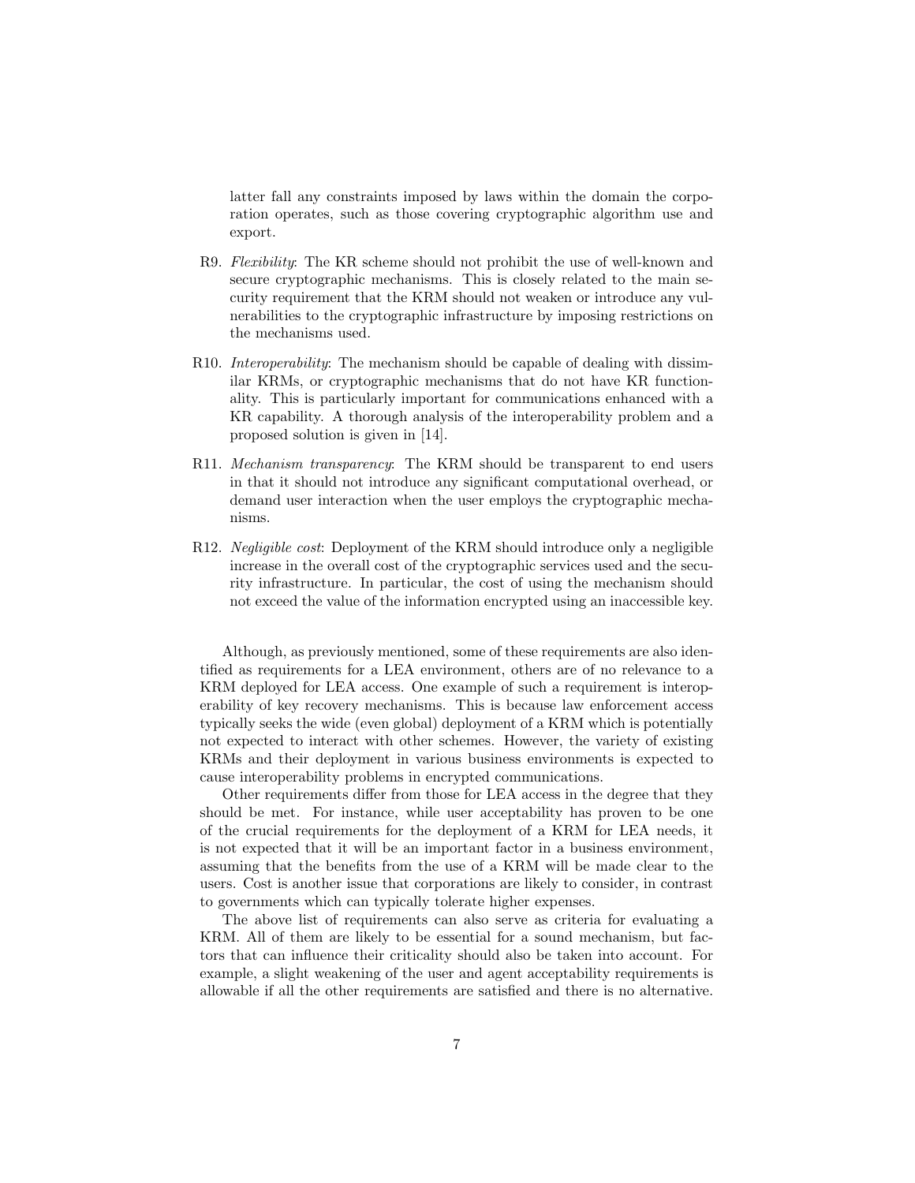latter fall any constraints imposed by laws within the domain the corporation operates, such as those covering cryptographic algorithm use and export.

R9. *Flexibility*: The KR scheme should not prohibit the use of well-known and secure cryptographic mechanisms. This is closely related to the main security requirement that the KRM should not weaken or introduce any vulnerabilities to the cryptographic infrastructure by imposing restrictions on the mechanisms used.

R10. *Interoperability*: The mechanism should be capable of dealing with dissimilar KRMs, or cryptographic mechanisms that do not have KR functionality. This is particularly important for communications enhanced with a KR capability. A thorough analysis of the interoperability problem and a proposed solution is given in [14].

R11. *Mechanism transparency*: The KRM should be transparent to end users in that it should not introduce any significant computational overhead, or demand user interaction when the user employs the cryptographic mechanisms.

R12. *Negligible cost*: Deployment of the KRM should introduce only a negligible increase in the overall cost of the cryptographic services used and the security infrastructure. In particular, the cost of using the mechanism should not exceed the value of the information encrypted using an inaccessible key.

Although, as previously mentioned, some of these requirements are also identified as requirements for a LEA environment, others are of no relevance to a KRM deployed for LEA access. One example of such a requirement is interoperability of key recovery mechanisms. This is because law enforcement access typically seeks the wide (even global) deployment of a KRM which is potentially not expected to interact with other schemes. However, the variety of existing KRMs and their deployment in various business environments is expected to cause interoperability problems in encrypted communications.

Other requirements differ from those for LEA access in the degree that they should be met. For instance, while user acceptability has proven to be one of the crucial requirements for the deployment of a KRM for LEA needs, it is not expected that it will be an important factor in a business environment, assuming that the benefits from the use of a KRM will be made clear to the users. Cost is another issue that corporations are likely to consider, in contrast to governments which can typically tolerate higher expenses.

The above list of requirements can also serve as criteria for evaluating a KRM. All of them are likely to be essential for a sound mechanism, but factors that can influence their criticality should also be taken into account. For example, a slight weakening of the user and agent acceptability requirements is allowable if all the other requirements are satisfied and there is no alternative.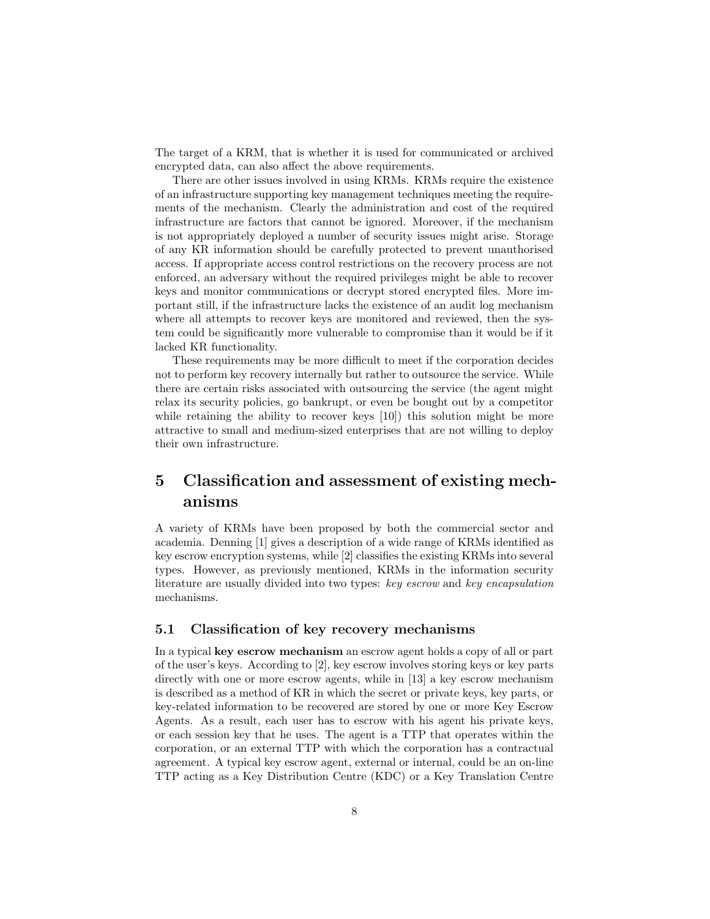The target of a KRM, that is whether it is used for communicated or archived encrypted data, can also affect the above requirements.

There are other issues involved in using KRMs. KRMs require the existence of an infrastructure supporting key management techniques meeting the requirements of the mechanism. Clearly the administration and cost of the required infrastructure are factors that cannot be ignored. Moreover, if the mechanism is not appropriately deployed a number of security issues might arise. Storage of any KR information should be carefully protected to prevent unauthorised access. If appropriate access control restrictions on the recovery process are not enforced, an adversary without the required privileges might be able to recover keys and monitor communications or decrypt stored encrypted files. More important still, if the infrastructure lacks the existence of an audit log mechanism where all attempts to recover keys are monitored and reviewed, then the system could be significantly more vulnerable to compromise than it would be if it lacked KR functionality.

These requirements may be more difficult to meet if the corporation decides not to perform key recovery internally but rather to outsource the service. While there are certain risks associated with outsourcing the service (the agent might relax its security policies, go bankrupt, or even be bought out by a competitor while retaining the ability to recover keys [10]) this solution might be more attractive to small and medium-sized enterprises that are not willing to deploy their own infrastructure.

# 5 Classification and assessment of existing mechanisms

A variety of KRMs have been proposed by both the commercial sector and academia. Denning [1] gives a description of a wide range of KRMs identified as key escrow encryption systems, while [2] classifies the existing KRMs into several types. However, as previously mentioned, KRMs in the information security literature are usually divided into two types: *key escrow* and *key encapsulation* mechanisms.

## 5.1 Classification of key recovery mechanisms

In a typical **key escrow mechanism** an escrow agent holds a copy of all or part of the user's keys. According to [2], key escrow involves storing keys or key parts directly with one or more escrow agents, while in [13] a key escrow mechanism is described as a method of KR in which the secret or private keys, key parts, or key-related information to be recovered are stored by one or more Key Escrow Agents. As a result, each user has to escrow with his agent his private keys, or each session key that he uses. The agent is a TTP that operates within the corporation, or an external TTP with which the corporation has a contractual agreement. A typical key escrow agent, external or internal, could be an on-line TTP acting as a Key Distribution Centre (KDC) or a Key Translation Centre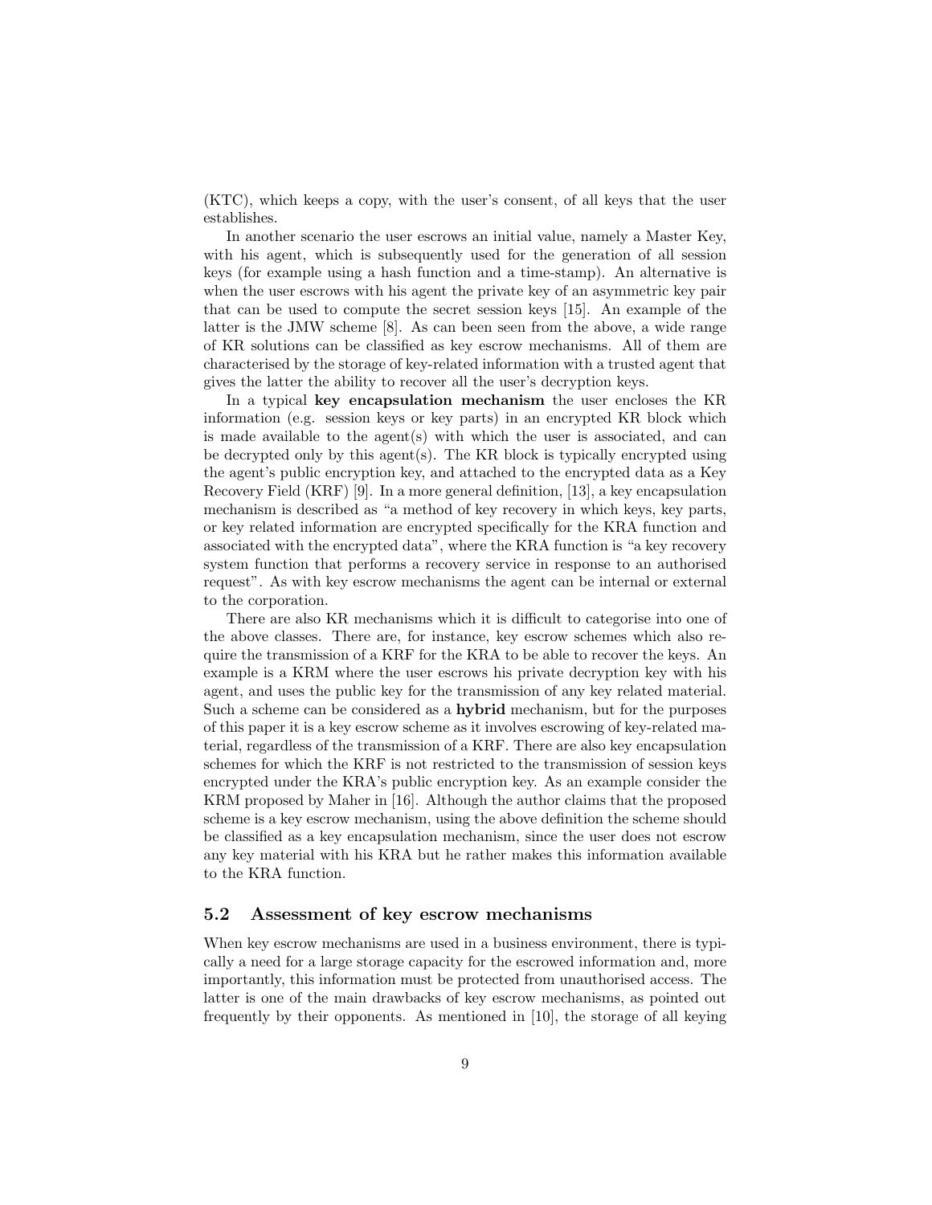(KTC), which keeps a copy, with the user's consent, of all keys that the user establishes.

In another scenario the user escrows an initial value, namely a Master Key, with his agent, which is subsequently used for the generation of all session keys (for example using a hash function and a time-stamp). An alternative is when the user escrows with his agent the private key of an asymmetric key pair that can be used to compute the secret session keys [15]. An example of the latter is the JMW scheme [8]. As can been seen from the above, a wide range of KR solutions can be classified as key escrow mechanisms. All of them are characterised by the storage of key-related information with a trusted agent that gives the latter the ability to recover all the user's decryption keys.

In a typical **key encapsulation mechanism** the user encloses the KR information (e.g. session keys or key parts) in an encrypted KR block which is made available to the agent(s) with which the user is associated, and can be decrypted only by this agent(s). The KR block is typically encrypted using the agent's public encryption key, and attached to the encrypted data as a Key Recovery Field (KRF) [9]. In a more general definition, [13], a key encapsulation mechanism is described as "a method of key recovery in which keys, key parts, or key related information are encrypted specifically for the KRA function and associated with the encrypted data", where the KRA function is "a key recovery system function that performs a recovery service in response to an authorised request". As with key escrow mechanisms the agent can be internal or external to the corporation.

There are also KR mechanisms which it is difficult to categorise into one of the above classes. There are, for instance, key escrow schemes which also require the transmission of a KRF for the KRA to be able to recover the keys. An example is a KRM where the user escrows his private decryption key with his agent, and uses the public key for the transmission of any key related material. Such a scheme can be considered as a **hybrid** mechanism, but for the purposes of this paper it is a key escrow scheme as it involves escrowing of key-related material, regardless of the transmission of a KRF. There are also key encapsulation schemes for which the KRF is not restricted to the transmission of session keys encrypted under the KRA's public encryption key. As an example consider the KRM proposed by Maher in [16]. Although the author claims that the proposed scheme is a key escrow mechanism, using the above definition the scheme should be classified as a key encapsulation mechanism, since the user does not escrow any key material with his KRA but he rather makes this information available to the KRA function.

### 5.2 Assessment of key escrow mechanisms

When key escrow mechanisms are used in a business environment, there is typically a need for a large storage capacity for the escrowed information and, more importantly, this information must be protected from unauthorised access. The latter is one of the main drawbacks of key escrow mechanisms, as pointed out frequently by their opponents. As mentioned in [10], the storage of all keying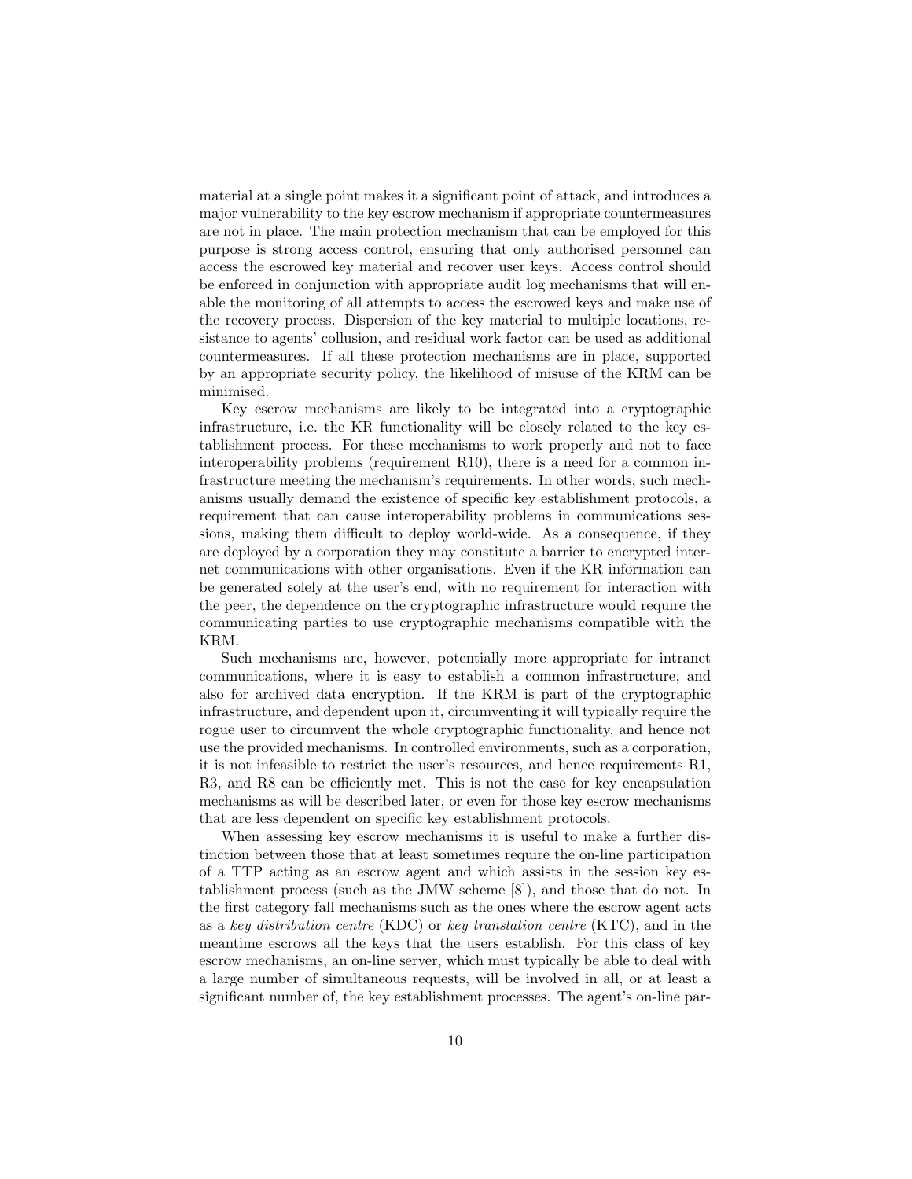material at a single point makes it a significant point of attack, and introduces a major vulnerability to the key escrow mechanism if appropriate countermeasures are not in place. The main protection mechanism that can be employed for this purpose is strong access control, ensuring that only authorised personnel can access the escrowed key material and recover user keys. Access control should be enforced in conjunction with appropriate audit log mechanisms that will enable the monitoring of all attempts to access the escrowed keys and make use of the recovery process. Dispersion of the key material to multiple locations, resistance to agents' collusion, and residual work factor can be used as additional countermeasures. If all these protection mechanisms are in place, supported by an appropriate security policy, the likelihood of misuse of the KRM can be minimised.

Key escrow mechanisms are likely to be integrated into a cryptographic infrastructure, i.e. the KR functionality will be closely related to the key establishment process. For these mechanisms to work properly and not to face interoperability problems (requirement R10), there is a need for a common infrastructure meeting the mechanism's requirements. In other words, such mechanisms usually demand the existence of specific key establishment protocols, a requirement that can cause interoperability problems in communications sessions, making them difficult to deploy world-wide. As a consequence, if they are deployed by a corporation they may constitute a barrier to encrypted internet communications with other organisations. Even if the KR information can be generated solely at the user's end, with no requirement for interaction with the peer, the dependence on the cryptographic infrastructure would require the communicating parties to use cryptographic mechanisms compatible with the KRM.

Such mechanisms are, however, potentially more appropriate for intranet communications, where it is easy to establish a common infrastructure, and also for archived data encryption. If the KRM is part of the cryptographic infrastructure, and dependent upon it, circumventing it will typically require the rogue user to circumvent the whole cryptographic functionality, and hence not use the provided mechanisms. In controlled environments, such as a corporation, it is not infeasible to restrict the user's resources, and hence requirements R1, R3, and R8 can be efficiently met. This is not the case for key encapsulation mechanisms as will be described later, or even for those key escrow mechanisms that are less dependent on specific key establishment protocols.

When assessing key escrow mechanisms it is useful to make a further distinction between those that at least sometimes require the on-line participation of a TTP acting as an escrow agent and which assists in the session key establishment process (such as the JMW scheme [8]), and those that do not. In the first category fall mechanisms such as the ones where the escrow agent acts as a *key distribution centre* (KDC) or *key translation centre* (KTC), and in the meantime escrows all the keys that the users establish. For this class of key escrow mechanisms, an on-line server, which must typically be able to deal with a large number of simultaneous requests, will be involved in all, or at least a significant number of, the key establishment processes. The agent's on-line par-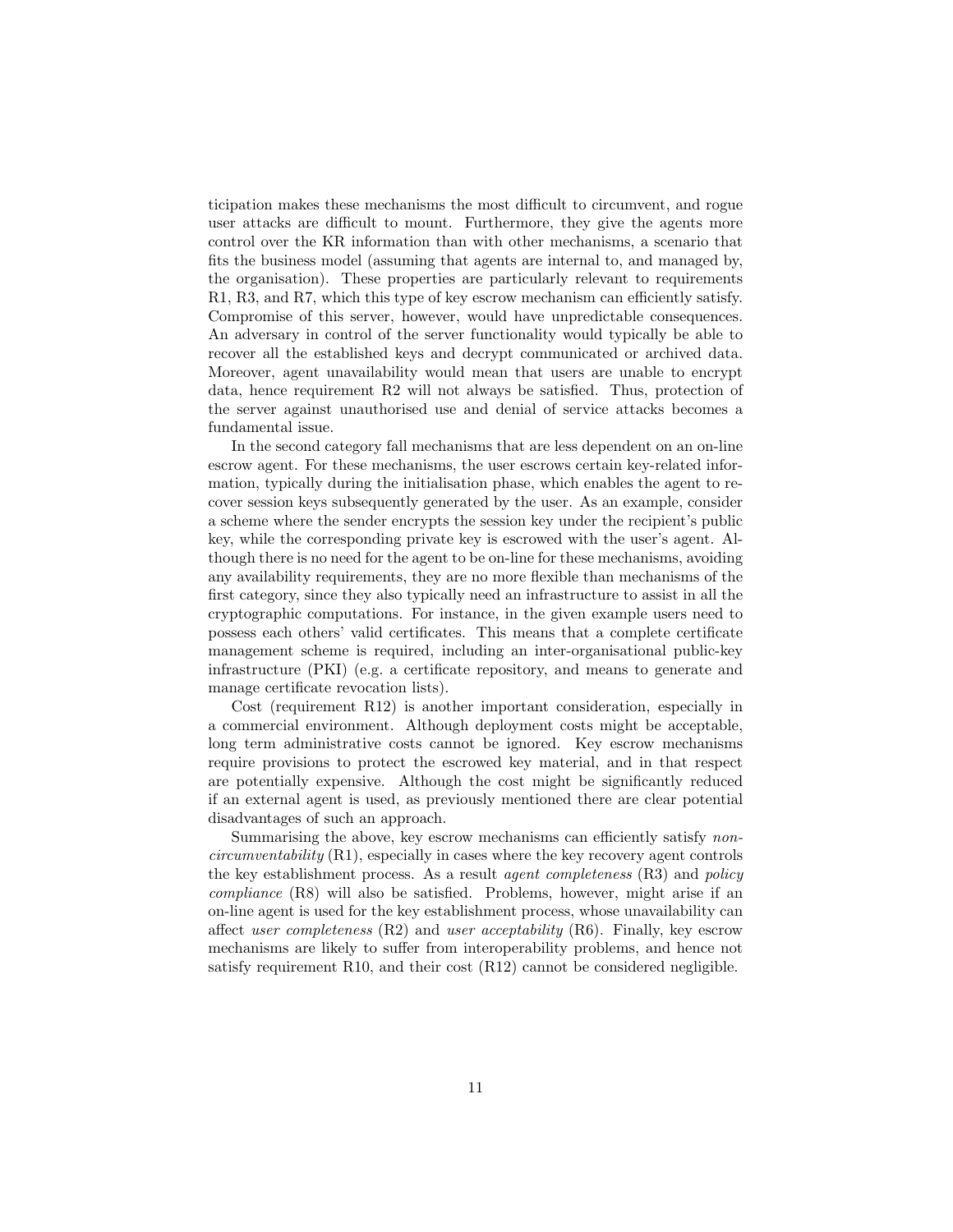ticipation makes these mechanisms the most difficult to circumvent, and rogue user attacks are difficult to mount. Furthermore, they give the agents more control over the KR information than with other mechanisms, a scenario that fits the business model (assuming that agents are internal to, and managed by, the organisation). These properties are particularly relevant to requirements R1, R3, and R7, which this type of key escrow mechanism can efficiently satisfy. Compromise of this server, however, would have unpredictable consequences. An adversary in control of the server functionality would typically be able to recover all the established keys and decrypt communicated or archived data. Moreover, agent unavailability would mean that users are unable to encrypt data, hence requirement R2 will not always be satisfied. Thus, protection of the server against unauthorised use and denial of service attacks becomes a fundamental issue.

In the second category fall mechanisms that are less dependent on an on-line escrow agent. For these mechanisms, the user escrows certain key-related information, typically during the initialisation phase, which enables the agent to recover session keys subsequently generated by the user. As an example, consider a scheme where the sender encrypts the session key under the recipient's public key, while the corresponding private key is escrowed with the user's agent. Although there is no need for the agent to be on-line for these mechanisms, avoiding any availability requirements, they are no more flexible than mechanisms of the first category, since they also typically need an infrastructure to assist in all the cryptographic computations. For instance, in the given example users need to possess each others' valid certificates. This means that a complete certificate management scheme is required, including an inter-organisational public-key infrastructure (PKI) (e.g. a certificate repository, and means to generate and manage certificate revocation lists).

Cost (requirement R12) is another important consideration, especially in a commercial environment. Although deployment costs might be acceptable, long term administrative costs cannot be ignored. Key escrow mechanisms require provisions to protect the escrowed key material, and in that respect are potentially expensive. Although the cost might be significantly reduced if an external agent is used, as previously mentioned there are clear potential disadvantages of such an approach.

Summarising the above, key escrow mechanisms can efficiently satisfy *non-circumventability* (R1), especially in cases where the key recovery agent controls the key establishment process. As a result *agent completeness* (R3) and *policy compliance* (R8) will also be satisfied. Problems, however, might arise if an on-line agent is used for the key establishment process, whose unavailability can affect *user completeness* (R2) and *user acceptability* (R6). Finally, key escrow mechanisms are likely to suffer from interoperability problems, and hence not satisfy requirement R10, and their cost (R12) cannot be considered negligible.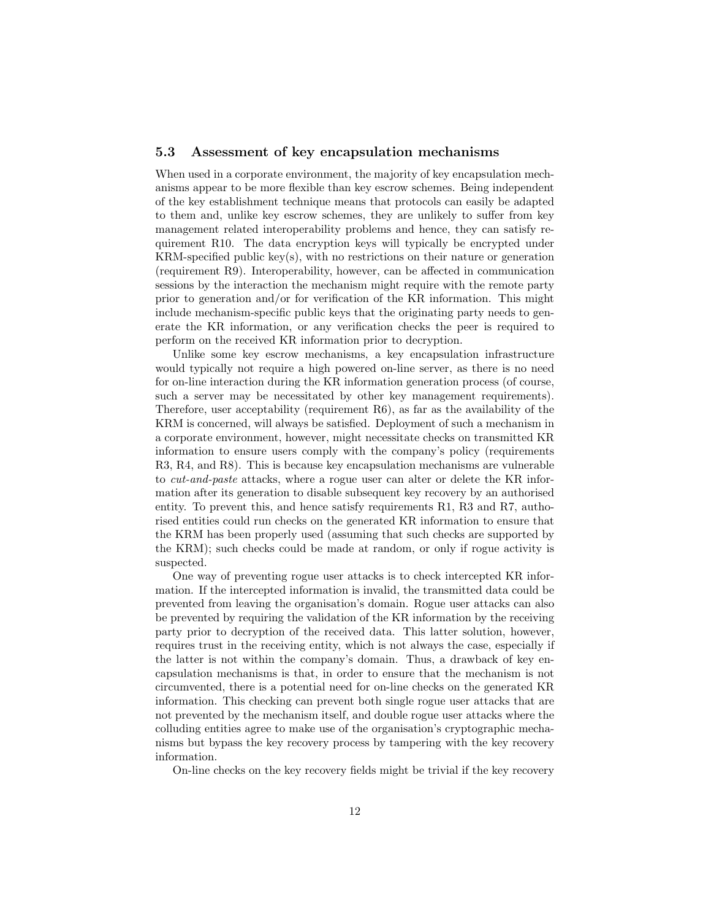### 5.3 Assessment of key encapsulation mechanisms

When used in a corporate environment, the majority of key encapsulation mechanisms appear to be more flexible than key escrow schemes. Being independent of the key establishment technique means that protocols can easily be adapted to them and, unlike key escrow schemes, they are unlikely to suffer from key management related interoperability problems and hence, they can satisfy requirement R10. The data encryption keys will typically be encrypted under KRM-specified public key(s), with no restrictions on their nature or generation (requirement R9). Interoperability, however, can be affected in communication sessions by the interaction the mechanism might require with the remote party prior to generation and/or for verification of the KR information. This might include mechanism-specific public keys that the originating party needs to generate the KR information, or any verification checks the peer is required to perform on the received KR information prior to decryption.

Unlike some key escrow mechanisms, a key encapsulation infrastructure would typically not require a high powered on-line server, as there is no need for on-line interaction during the KR information generation process (of course, such a server may be necessitated by other key management requirements). Therefore, user acceptability (requirement R6), as far as the availability of the KRM is concerned, will always be satisfied. Deployment of such a mechanism in a corporate environment, however, might necessitate checks on transmitted KR information to ensure users comply with the company's policy (requirements R3, R4, and R8). This is because key encapsulation mechanisms are vulnerable to *cut-and-paste* attacks, where a rogue user can alter or delete the KR information after its generation to disable subsequent key recovery by an authorised entity. To prevent this, and hence satisfy requirements R1, R3 and R7, authorised entities could run checks on the generated KR information to ensure that the KRM has been properly used (assuming that such checks are supported by the KRM); such checks could be made at random, or only if rogue activity is suspected.

One way of preventing rogue user attacks is to check intercepted KR information. If the intercepted information is invalid, the transmitted data could be prevented from leaving the organisation's domain. Rogue user attacks can also be prevented by requiring the validation of the KR information by the receiving party prior to decryption of the received data. This latter solution, however, requires trust in the receiving entity, which is not always the case, especially if the latter is not within the company's domain. Thus, a drawback of key encapsulation mechanisms is that, in order to ensure that the mechanism is not circumvented, there is a potential need for on-line checks on the generated KR information. This checking can prevent both single rogue user attacks that are not prevented by the mechanism itself, and double rogue user attacks where the colluding entities agree to make use of the organisation's cryptographic mechanisms but bypass the key recovery process by tampering with the key recovery information.

On-line checks on the key recovery fields might be trivial if the key recovery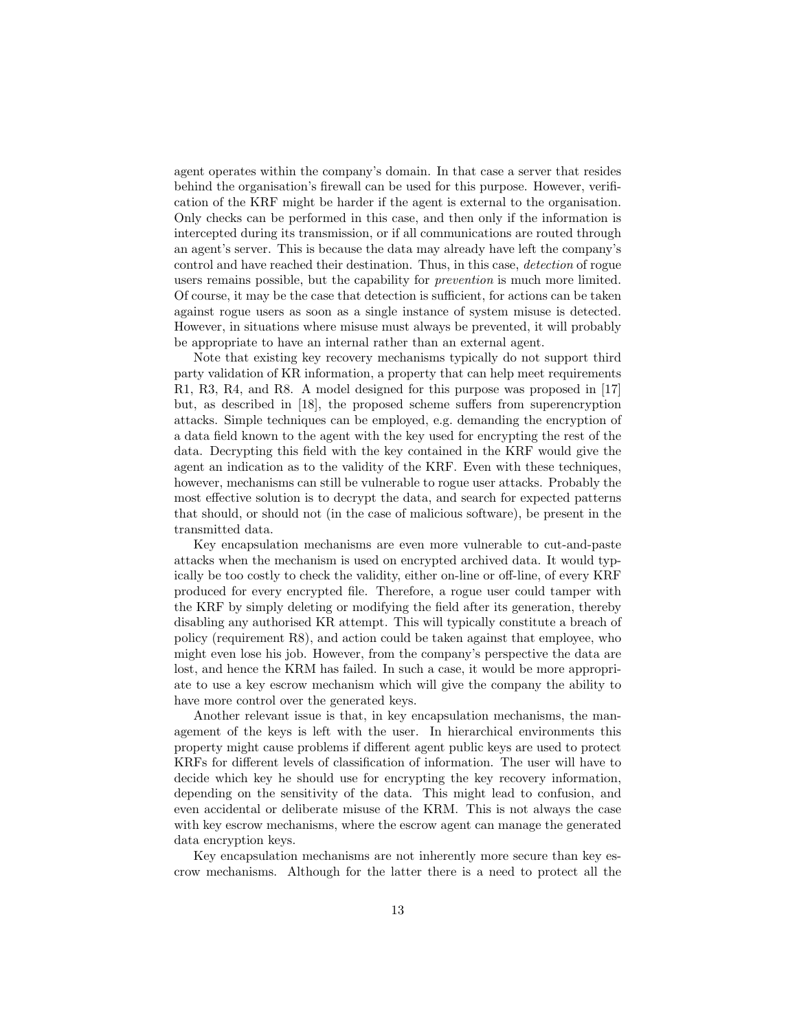agent operates within the company's domain. In that case a server that resides behind the organisation's firewall can be used for this purpose. However, verification of the KRF might be harder if the agent is external to the organisation. Only checks can be performed in this case, and then only if the information is intercepted during its transmission, or if all communications are routed through an agent's server. This is because the data may already have left the company's control and have reached their destination. Thus, in this case, *detection* of rogue users remains possible, but the capability for *prevention* is much more limited. Of course, it may be the case that detection is sufficient, for actions can be taken against rogue users as soon as a single instance of system misuse is detected. However, in situations where misuse must always be prevented, it will probably be appropriate to have an internal rather than an external agent.

Note that existing key recovery mechanisms typically do not support third party validation of KR information, a property that can help meet requirements R1, R3, R4, and R8. A model designed for this purpose was proposed in [17] but, as described in [18], the proposed scheme suffers from superencryption attacks. Simple techniques can be employed, e.g. demanding the encryption of a data field known to the agent with the key used for encrypting the rest of the data. Decrypting this field with the key contained in the KRF would give the agent an indication as to the validity of the KRF. Even with these techniques, however, mechanisms can still be vulnerable to rogue user attacks. Probably the most effective solution is to decrypt the data, and search for expected patterns that should, or should not (in the case of malicious software), be present in the transmitted data.

Key encapsulation mechanisms are even more vulnerable to cut-and-paste attacks when the mechanism is used on encrypted archived data. It would typically be too costly to check the validity, either on-line or off-line, of every KRF produced for every encrypted file. Therefore, a rogue user could tamper with the KRF by simply deleting or modifying the field after its generation, thereby disabling any authorised KR attempt. This will typically constitute a breach of policy (requirement R8), and action could be taken against that employee, who might even lose his job. However, from the company's perspective the data are lost, and hence the KRM has failed. In such a case, it would be more appropriate to use a key escrow mechanism which will give the company the ability to have more control over the generated keys.

Another relevant issue is that, in key encapsulation mechanisms, the management of the keys is left with the user. In hierarchical environments this property might cause problems if different agent public keys are used to protect KRFs for different levels of classification of information. The user will have to decide which key he should use for encrypting the key recovery information, depending on the sensitivity of the data. This might lead to confusion, and even accidental or deliberate misuse of the KRM. This is not always the case with key escrow mechanisms, where the escrow agent can manage the generated data encryption keys.

Key encapsulation mechanisms are not inherently more secure than key escrow mechanisms. Although for the latter there is a need to protect all the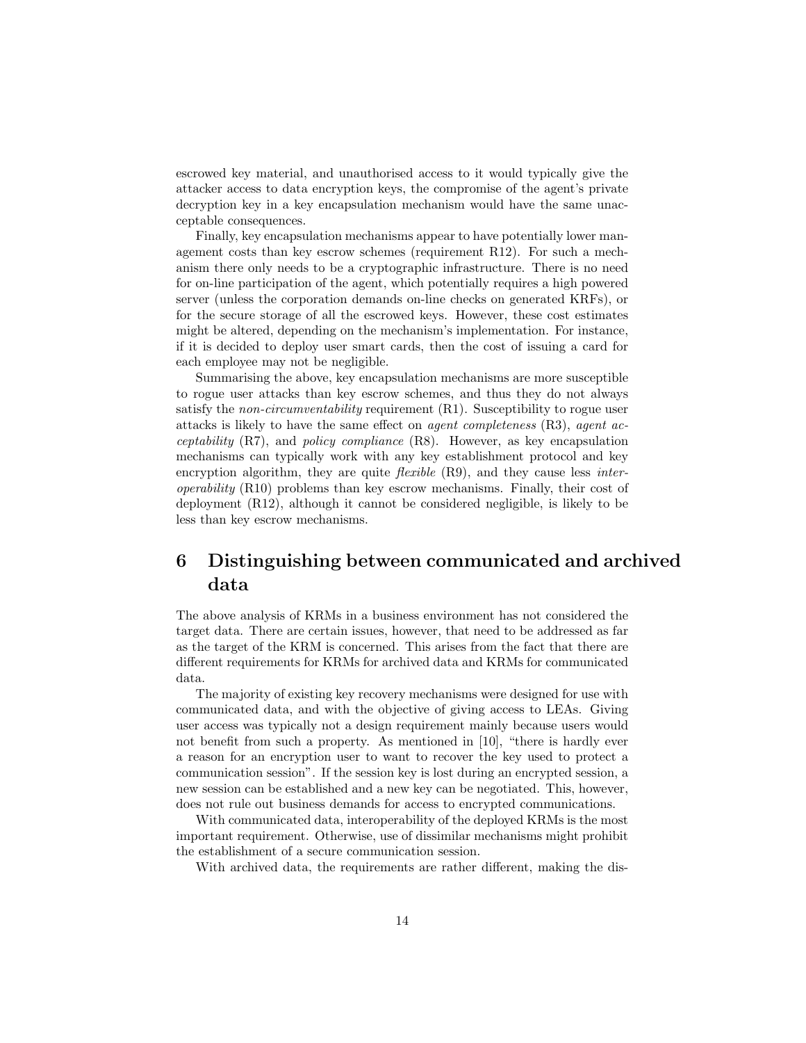escrowed key material, and unauthorised access to it would typically give the attacker access to data encryption keys, the compromise of the agent's private decryption key in a key encapsulation mechanism would have the same unacceptable consequences.

Finally, key encapsulation mechanisms appear to have potentially lower management costs than key escrow schemes (requirement R12). For such a mechanism there only needs to be a cryptographic infrastructure. There is no need for on-line participation of the agent, which potentially requires a high powered server (unless the corporation demands on-line checks on generated KRFs), or for the secure storage of all the escrowed keys. However, these cost estimates might be altered, depending on the mechanism's implementation. For instance, if it is decided to deploy user smart cards, then the cost of issuing a card for each employee may not be negligible.

Summarising the above, key encapsulation mechanisms are more susceptible to rogue user attacks than key escrow schemes, and thus they do not always satisfy the *non-circumventability* requirement (R1). Susceptibility to rogue user attacks is likely to have the same effect on *agent completeness* (R3), *agent acceptability* (R7), and *policy compliance* (R8). However, as key encapsulation mechanisms can typically work with any key establishment protocol and key encryption algorithm, they are quite *flexible* (R9), and they cause less *interoperability* (R10) problems than key escrow mechanisms. Finally, their cost of deployment (R12), although it cannot be considered negligible, is likely to be less than key escrow mechanisms.

# 6 Distinguishing between communicated and archived data

The above analysis of KRMs in a business environment has not considered the target data. There are certain issues, however, that need to be addressed as far as the target of the KRM is concerned. This arises from the fact that there are different requirements for KRMs for archived data and KRMs for communicated data.

The majority of existing key recovery mechanisms were designed for use with communicated data, and with the objective of giving access to LEAs. Giving user access was typically not a design requirement mainly because users would not benefit from such a property. As mentioned in [10], "there is hardly ever a reason for an encryption user to want to recover the key used to protect a communication session". If the session key is lost during an encrypted session, a new session can be established and a new key can be negotiated. This, however, does not rule out business demands for access to encrypted communications.

With communicated data, interoperability of the deployed KRMs is the most important requirement. Otherwise, use of dissimilar mechanisms might prohibit the establishment of a secure communication session.

With archived data, the requirements are rather different, making the dis-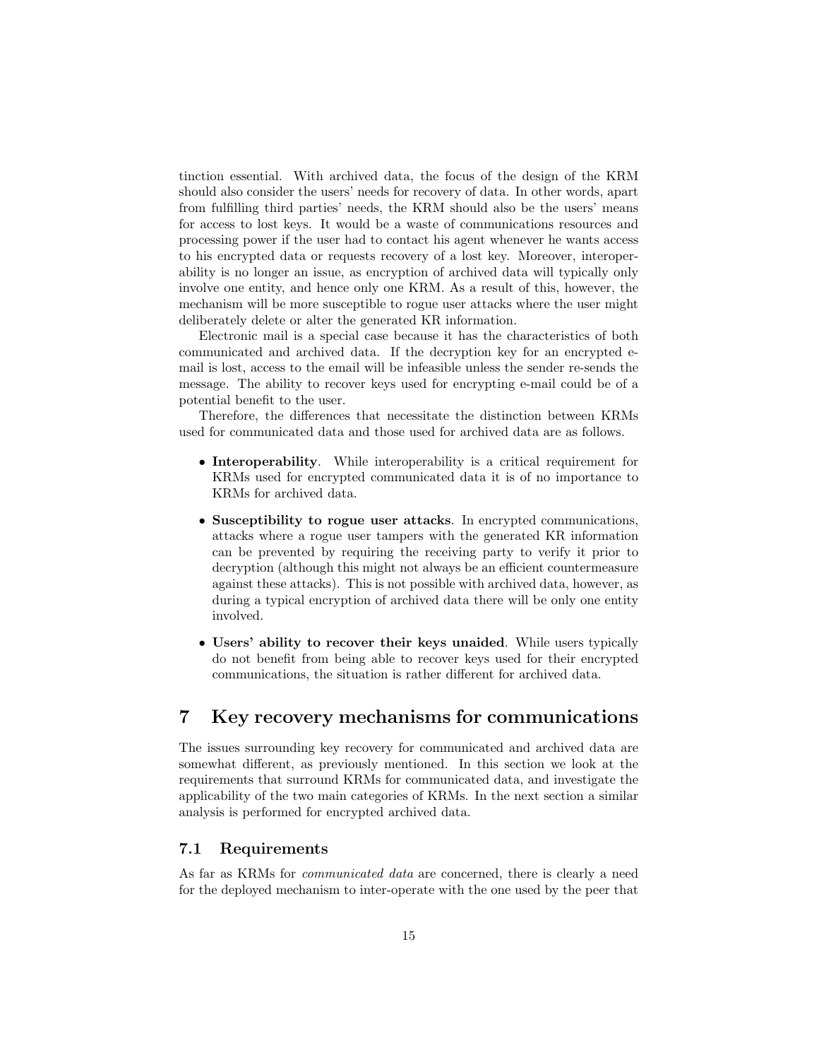tinction essential. With archived data, the focus of the design of the KRM should also consider the users' needs for recovery of data. In other words, apart from fulfilling third parties' needs, the KRM should also be the users' means for access to lost keys. It would be a waste of communications resources and processing power if the user had to contact his agent whenever he wants access to his encrypted data or requests recovery of a lost key. Moreover, interoperability is no longer an issue, as encryption of archived data will typically only involve one entity, and hence only one KRM. As a result of this, however, the mechanism will be more susceptible to rogue user attacks where the user might deliberately delete or alter the generated KR information.

Electronic mail is a special case because it has the characteristics of both communicated and archived data. If the decryption key for an encrypted e-mail is lost, access to the email will be infeasible unless the sender re-sends the message. The ability to recover keys used for encrypting e-mail could be of a potential benefit to the user.

Therefore, the differences that necessitate the distinction between KRMs used for communicated data and those used for archived data are as follows.

- **Interoperability**. While interoperability is a critical requirement for KRMs used for encrypted communicated data it is of no importance to KRMs for archived data.
- **Susceptibility to rogue user attacks**. In encrypted communications, attacks where a rogue user tampers with the generated KR information can be prevented by requiring the receiving party to verify it prior to decryption (although this might not always be an efficient countermeasure against these attacks). This is not possible with archived data, however, as during a typical encryption of archived data there will be only one entity involved.
- **Users' ability to recover their keys unaided**. While users typically do not benefit from being able to recover keys used for their encrypted communications, the situation is rather different for archived data.

## 7 Key recovery mechanisms for communications

The issues surrounding key recovery for communicated and archived data are somewhat different, as previously mentioned. In this section we look at the requirements that surround KRMs for communicated data, and investigate the applicability of the two main categories of KRMs. In the next section a similar analysis is performed for encrypted archived data.

### 7.1 Requirements

As far as KRMs for *communicated data* are concerned, there is clearly a need for the deployed mechanism to inter-operate with the one used by the peer that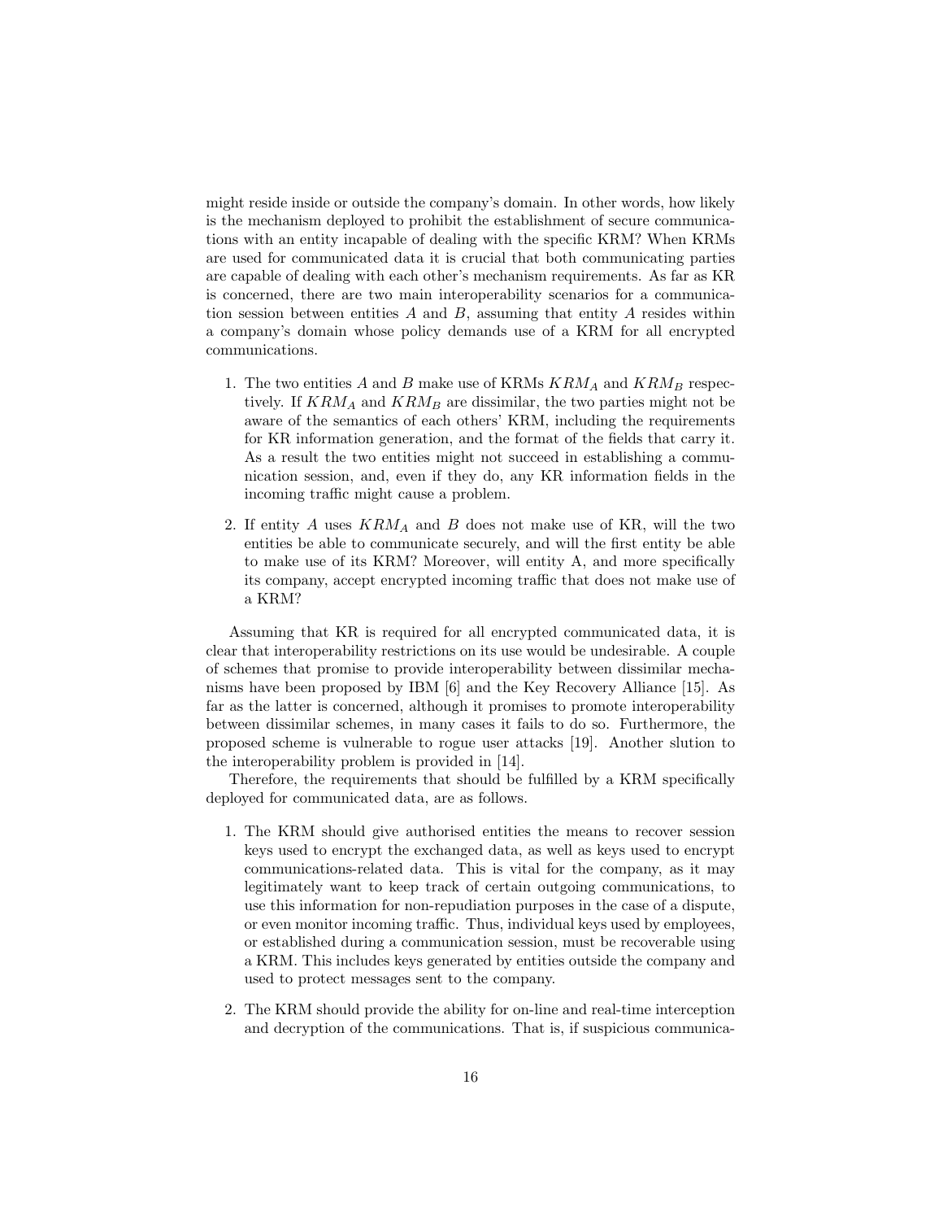might reside inside or outside the company's domain. In other words, how likely is the mechanism deployed to prohibit the establishment of secure communications with an entity incapable of dealing with the specific KRM? When KRMs are used for communicated data it is crucial that both communicating parties are capable of dealing with each other's mechanism requirements. As far as KR is concerned, there are two main interoperability scenarios for a communication session between entities $A$ and $B$, assuming that entity $A$ resides within a company's domain whose policy demands use of a KRM for all encrypted communications.

1. The two entities $A$ and $B$ make use of KRMs $KRM_A$ and $KRM_B$ respectively. If $KRM_A$ and $KRM_B$ are dissimilar, the two parties might not be aware of the semantics of each others' KRM, including the requirements for KR information generation, and the format of the fields that carry it. As a result the two entities might not succeed in establishing a communication session, and, even if they do, any KR information fields in the incoming traffic might cause a problem.

2. If entity $A$ uses $KRM_A$ and $B$ does not make use of KR, will the two entities be able to communicate securely, and will the first entity be able to make use of its KRM? Moreover, will entity A, and more specifically its company, accept encrypted incoming traffic that does not make use of a KRM?

Assuming that KR is required for all encrypted communicated data, it is clear that interoperability restrictions on its use would be undesirable. A couple of schemes that promise to provide interoperability between dissimilar mechanisms have been proposed by IBM [6] and the Key Recovery Alliance [15]. As far as the latter is concerned, although it promises to promote interoperability between dissimilar schemes, in many cases it fails to do so. Furthermore, the proposed scheme is vulnerable to rogue user attacks [19]. Another slution to the interoperability problem is provided in [14].

Therefore, the requirements that should be fulfilled by a KRM specifically deployed for communicated data, are as follows.

1. The KRM should give authorised entities the means to recover session keys used to encrypt the exchanged data, as well as keys used to encrypt communications-related data. This is vital for the company, as it may legitimately want to keep track of certain outgoing communications, to use this information for non-repudiation purposes in the case of a dispute, or even monitor incoming traffic. Thus, individual keys used by employees, or established during a communication session, must be recoverable using a KRM. This includes keys generated by entities outside the company and used to protect messages sent to the company.

2. The KRM should provide the ability for on-line and real-time interception and decryption of the communications. That is, if suspicious communica-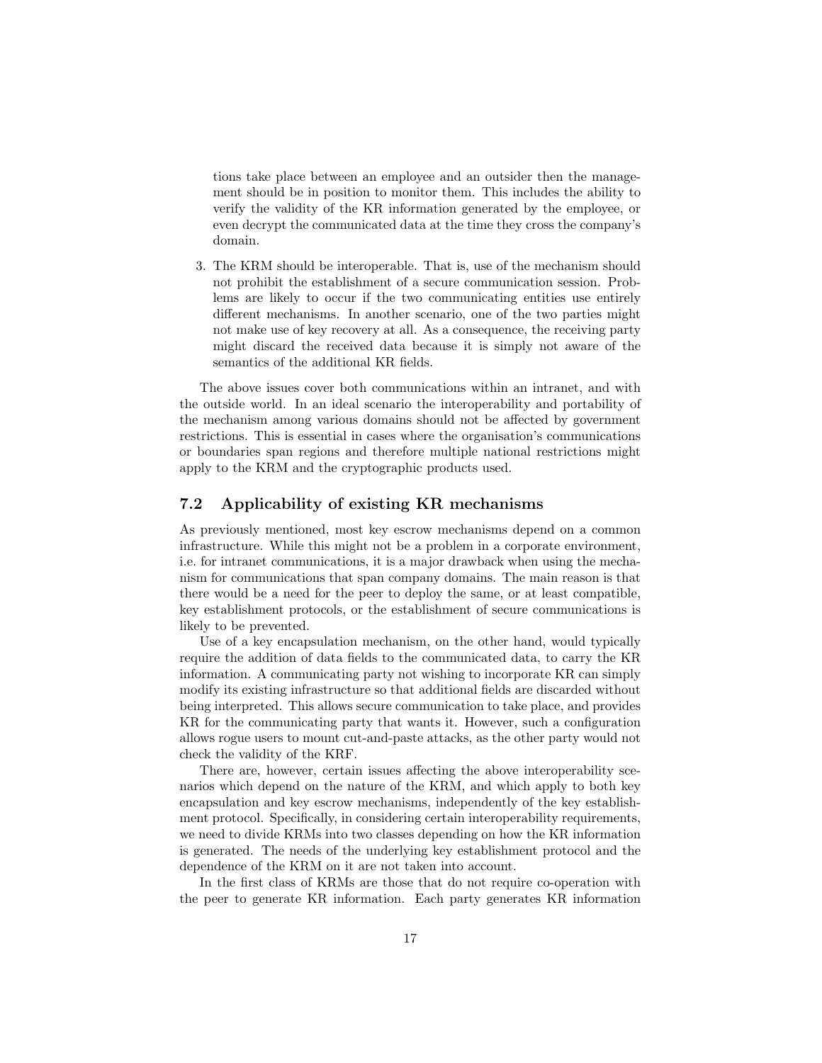tions take place between an employee and an outsider then the management should be in position to monitor them. This includes the ability to verify the validity of the KR information generated by the employee, or even decrypt the communicated data at the time they cross the company's domain.

3. The KRM should be interoperable. That is, use of the mechanism should not prohibit the establishment of a secure communication session. Problems are likely to occur if the two communicating entities use entirely different mechanisms. In another scenario, one of the two parties might not make use of key recovery at all. As a consequence, the receiving party might discard the received data because it is simply not aware of the semantics of the additional KR fields.

The above issues cover both communications within an intranet, and with the outside world. In an ideal scenario the interoperability and portability of the mechanism among various domains should not be affected by government restrictions. This is essential in cases where the organisation's communications or boundaries span regions and therefore multiple national restrictions might apply to the KRM and the cryptographic products used.

## 7.2 Applicability of existing KR mechanisms

As previously mentioned, most key escrow mechanisms depend on a common infrastructure. While this might not be a problem in a corporate environment, i.e. for intranet communications, it is a major drawback when using the mechanism for communications that span company domains. The main reason is that there would be a need for the peer to deploy the same, or at least compatible, key establishment protocols, or the establishment of secure communications is likely to be prevented.

Use of a key encapsulation mechanism, on the other hand, would typically require the addition of data fields to the communicated data, to carry the KR information. A communicating party not wishing to incorporate KR can simply modify its existing infrastructure so that additional fields are discarded without being interpreted. This allows secure communication to take place, and provides KR for the communicating party that wants it. However, such a configuration allows rogue users to mount cut-and-paste attacks, as the other party would not check the validity of the KRF.

There are, however, certain issues affecting the above interoperability scenarios which depend on the nature of the KRM, and which apply to both key encapsulation and key escrow mechanisms, independently of the key establishment protocol. Specifically, in considering certain interoperability requirements, we need to divide KRMs into two classes depending on how the KR information is generated. The needs of the underlying key establishment protocol and the dependence of the KRM on it are not taken into account.

In the first class of KRMs are those that do not require co-operation with the peer to generate KR information. Each party generates KR information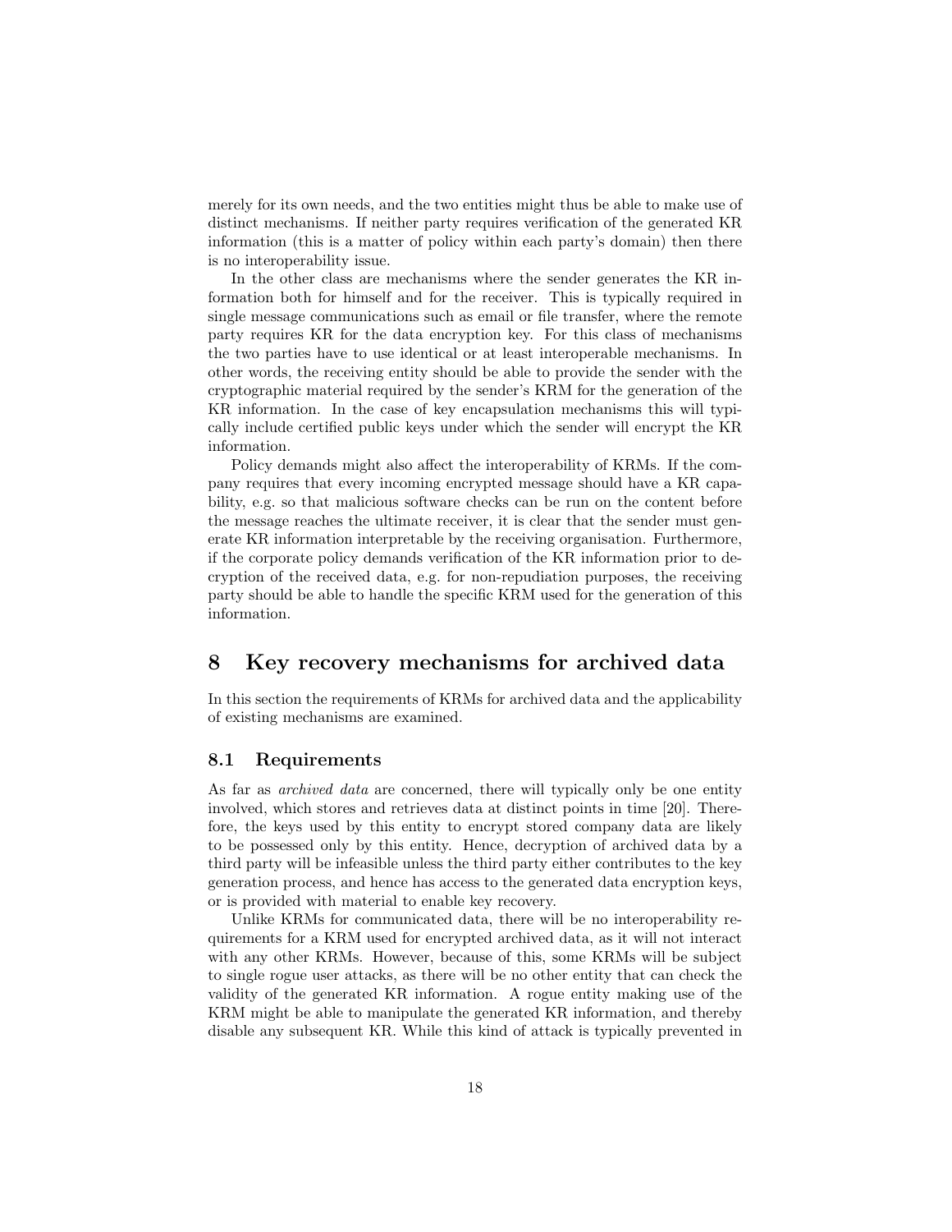merely for its own needs, and the two entities might thus be able to make use of distinct mechanisms. If neither party requires verification of the generated KR information (this is a matter of policy within each party's domain) then there is no interoperability issue.

In the other class are mechanisms where the sender generates the KR information both for himself and for the receiver. This is typically required in single message communications such as email or file transfer, where the remote party requires KR for the data encryption key. For this class of mechanisms the two parties have to use identical or at least interoperable mechanisms. In other words, the receiving entity should be able to provide the sender with the cryptographic material required by the sender's KRM for the generation of the KR information. In the case of key encapsulation mechanisms this will typically include certified public keys under which the sender will encrypt the KR information.

Policy demands might also affect the interoperability of KRMs. If the company requires that every incoming encrypted message should have a KR capability, e.g. so that malicious software checks can be run on the content before the message reaches the ultimate receiver, it is clear that the sender must generate KR information interpretable by the receiving organisation. Furthermore, if the corporate policy demands verification of the KR information prior to decryption of the received data, e.g. for non-repudiation purposes, the receiving party should be able to handle the specific KRM used for the generation of this information.

# 8 Key recovery mechanisms for archived data

In this section the requirements of KRMs for archived data and the applicability of existing mechanisms are examined.

## 8.1 Requirements

As far as *archived data* are concerned, there will typically only be one entity involved, which stores and retrieves data at distinct points in time [20]. Therefore, the keys used by this entity to encrypt stored company data are likely to be possessed only by this entity. Hence, decryption of archived data by a third party will be infeasible unless the third party either contributes to the key generation process, and hence has access to the generated data encryption keys, or is provided with material to enable key recovery.

Unlike KRMs for communicated data, there will be no interoperability requirements for a KRM used for encrypted archived data, as it will not interact with any other KRMs. However, because of this, some KRMs will be subject to single rogue user attacks, as there will be no other entity that can check the validity of the generated KR information. A rogue entity making use of the KRM might be able to manipulate the generated KR information, and thereby disable any subsequent KR. While this kind of attack is typically prevented in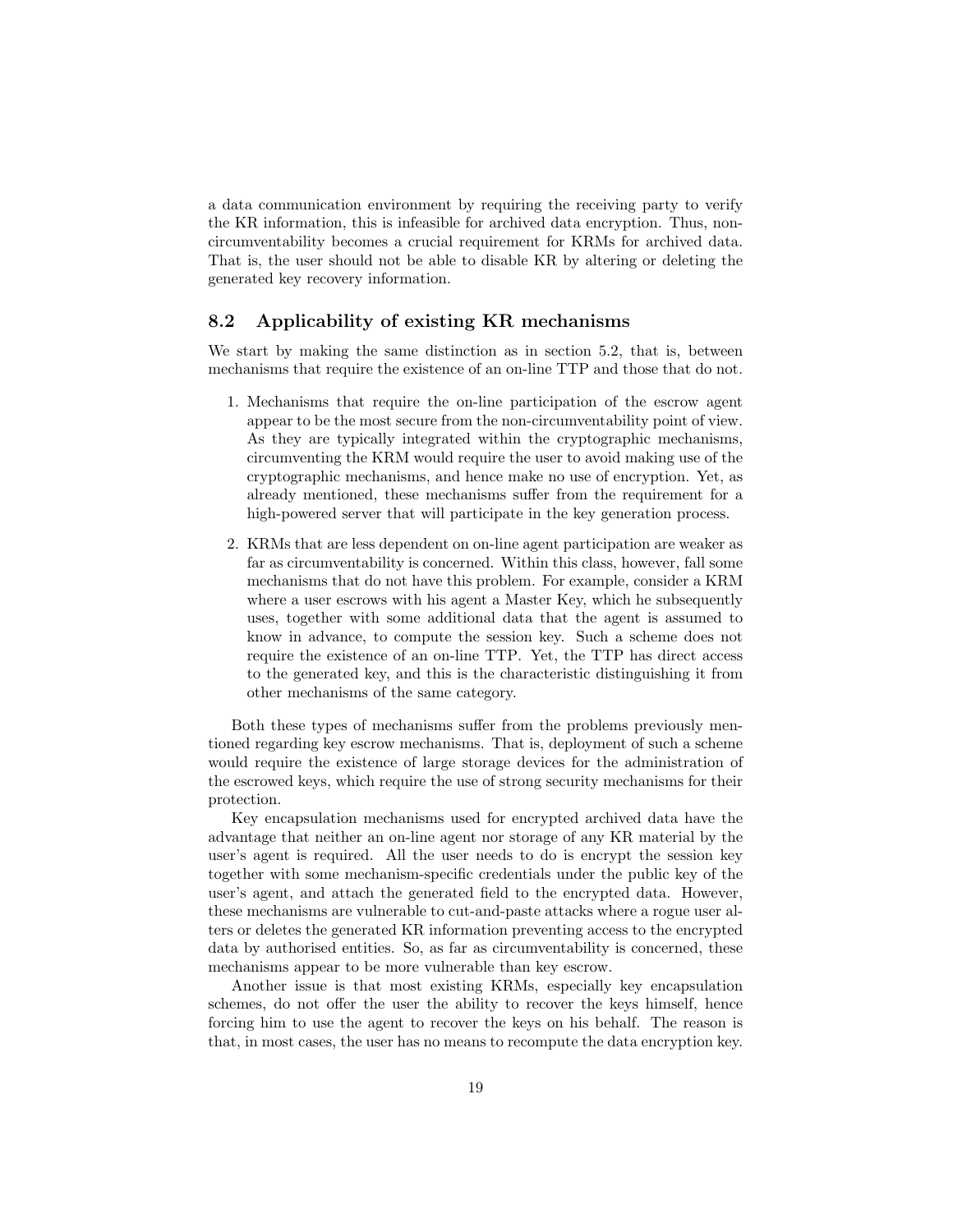a data communication environment by requiring the receiving party to verify the KR information, this is infeasible for archived data encryption. Thus, non-circumventability becomes a crucial requirement for KRMs for archived data. That is, the user should not be able to disable KR by altering or deleting the generated key recovery information.

## 8.2 Applicability of existing KR mechanisms

We start by making the same distinction as in section 5.2, that is, between mechanisms that require the existence of an on-line TTP and those that do not.

1. Mechanisms that require the on-line participation of the escrow agent appear to be the most secure from the non-circumventability point of view. As they are typically integrated within the cryptographic mechanisms, circumventing the KRM would require the user to avoid making use of the cryptographic mechanisms, and hence make no use of encryption. Yet, as already mentioned, these mechanisms suffer from the requirement for a high-powered server that will participate in the key generation process.

2. KRMs that are less dependent on on-line agent participation are weaker as far as circumventability is concerned. Within this class, however, fall some mechanisms that do not have this problem. For example, consider a KRM where a user escrows with his agent a Master Key, which he subsequently uses, together with some additional data that the agent is assumed to know in advance, to compute the session key. Such a scheme does not require the existence of an on-line TTP. Yet, the TTP has direct access to the generated key, and this is the characteristic distinguishing it from other mechanisms of the same category.

Both these types of mechanisms suffer from the problems previously mentioned regarding key escrow mechanisms. That is, deployment of such a scheme would require the existence of large storage devices for the administration of the escrowed keys, which require the use of strong security mechanisms for their protection.

Key encapsulation mechanisms used for encrypted archived data have the advantage that neither an on-line agent nor storage of any KR material by the user's agent is required. All the user needs to do is encrypt the session key together with some mechanism-specific credentials under the public key of the user's agent, and attach the generated field to the encrypted data. However, these mechanisms are vulnerable to cut-and-paste attacks where a rogue user alters or deletes the generated KR information preventing access to the encrypted data by authorised entities. So, as far as circumventability is concerned, these mechanisms appear to be more vulnerable than key escrow.

Another issue is that most existing KRMs, especially key encapsulation schemes, do not offer the user the ability to recover the keys himself, hence forcing him to use the agent to recover the keys on his behalf. The reason is that, in most cases, the user has no means to recompute the data encryption key.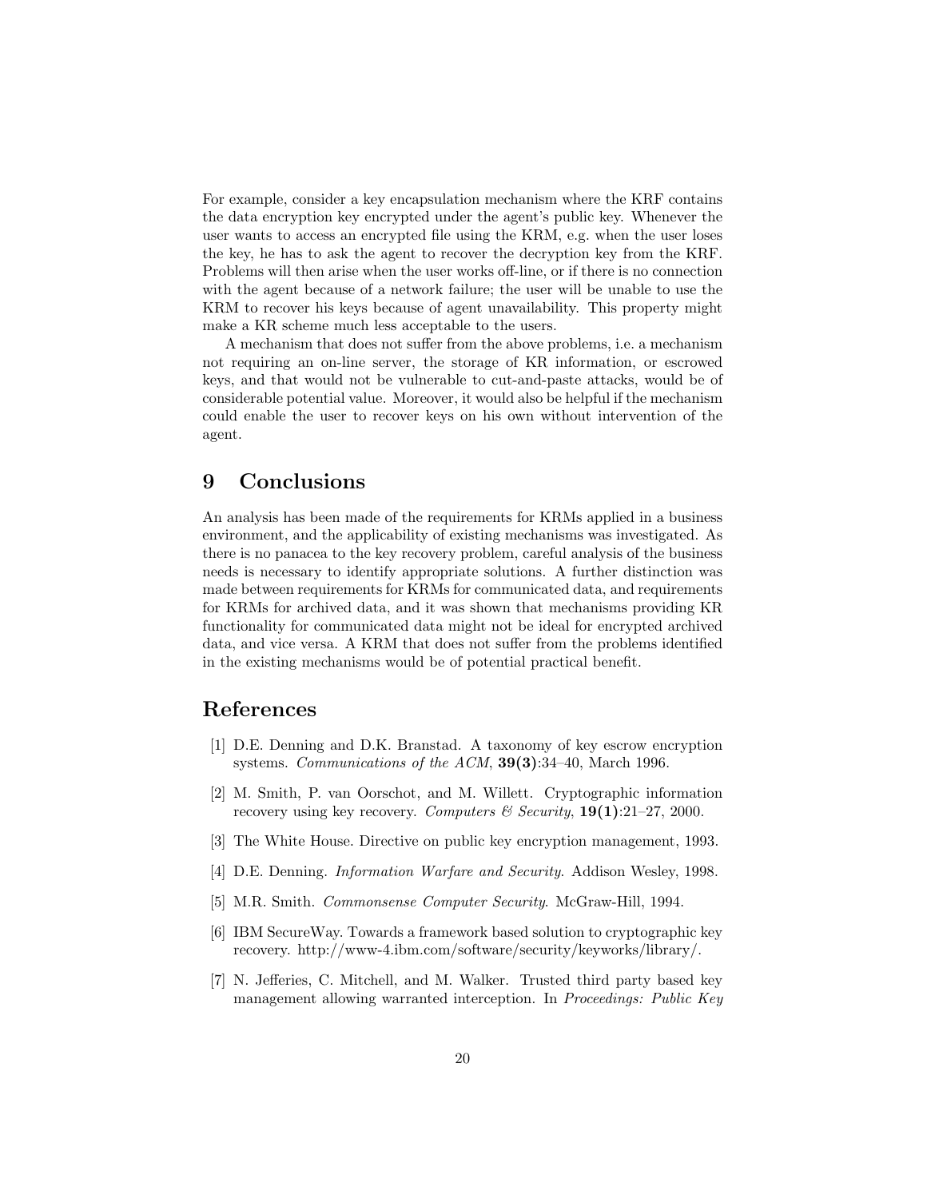For example, consider a key encapsulation mechanism where the KRF contains the data encryption key encrypted under the agent's public key. Whenever the user wants to access an encrypted file using the KRM, e.g. when the user loses the key, he has to ask the agent to recover the decryption key from the KRF. Problems will then arise when the user works off-line, or if there is no connection with the agent because of a network failure; the user will be unable to use the KRM to recover his keys because of agent unavailability. This property might make a KR scheme much less acceptable to the users.

A mechanism that does not suffer from the above problems, i.e. a mechanism not requiring an on-line server, the storage of KR information, or escrowed keys, and that would not be vulnerable to cut-and-paste attacks, would be of considerable potential value. Moreover, it would also be helpful if the mechanism could enable the user to recover keys on his own without intervention of the agent.

# 9 Conclusions

An analysis has been made of the requirements for KRMs applied in a business environment, and the applicability of existing mechanisms was investigated. As there is no panacea to the key recovery problem, careful analysis of the business needs is necessary to identify appropriate solutions. A further distinction was made between requirements for KRMs for communicated data, and requirements for KRMs for archived data, and it was shown that mechanisms providing KR functionality for communicated data might not be ideal for encrypted archived data, and vice versa. A KRM that does not suffer from the problems identified in the existing mechanisms would be of potential practical benefit.

# References

[1] D.E. Denning and D.K. Branstad. A taxonomy of key escrow encryption systems. *Communications of the ACM*, **39(3)**:34–40, March 1996.

[2] M. Smith, P. van Oorschot, and M. Willett. Cryptographic information recovery using key recovery. *Computers & Security*, **19(1)**:21–27, 2000.

[3] The White House. Directive on public key encryption management, 1993.

[4] D.E. Denning. *Information Warfare and Security*. Addison Wesley, 1998.

[5] M.R. Smith. *Commonsense Computer Security*. McGraw-Hill, 1994.

[6] IBM SecureWay. Towards a framework based solution to cryptographic key recovery. http://www-4.ibm.com/software/security/keyworks/library/.

[7] N. Jefferies, C. Mitchell, and M. Walker. Trusted third party based key management allowing warranted interception. In *Proceedings: Public Key*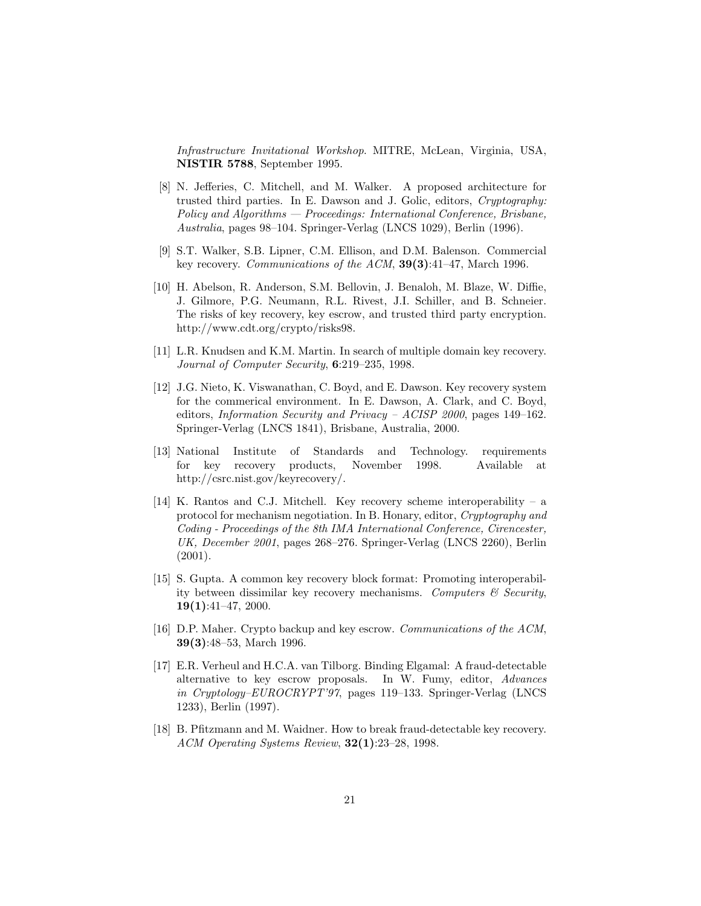*Infrastructure Invitational Workshop*. MITRE, McLean, Virginia, USA, **NISTIR 5788**, September 1995.

[8] N. Jefferies, C. Mitchell, and M. Walker. A proposed architecture for trusted third parties. In E. Dawson and J. Golic, editors, *Cryptography: Policy and Algorithms — Proceedings: International Conference, Brisbane, Australia*, pages 98–104. Springer-Verlag (LNCS 1029), Berlin (1996).

[9] S.T. Walker, S.B. Lipner, C.M. Ellison, and D.M. Balenson. Commercial key recovery. *Communications of the ACM*, **39(3)**:41–47, March 1996.

[10] H. Abelson, R. Anderson, S.M. Bellovin, J. Benaloh, M. Blaze, W. Diffie, J. Gilmore, P.G. Neumann, R.L. Rivest, J.I. Schiller, and B. Schneier. The risks of key recovery, key escrow, and trusted third party encryption. http://www.cdt.org/crypto/risks98.

[11] L.R. Knudsen and K.M. Martin. In search of multiple domain key recovery. *Journal of Computer Security*, **6**:219–235, 1998.

[12] J.G. Nieto, K. Viswanathan, C. Boyd, and E. Dawson. Key recovery system for the commerical environment. In E. Dawson, A. Clark, and C. Boyd, editors, *Information Security and Privacy – ACISP 2000*, pages 149–162. Springer-Verlag (LNCS 1841), Brisbane, Australia, 2000.

[13] National Institute of Standards and Technology. requirements for key recovery products, November 1998. Available at http://csrc.nist.gov/keyrecovery/.

[14] K. Rantos and C.J. Mitchell. Key recovery scheme interoperability – a protocol for mechanism negotiation. In B. Honary, editor, *Cryptography and Coding - Proceedings of the 8th IMA International Conference, Cirencester, UK, December 2001*, pages 268–276. Springer-Verlag (LNCS 2260), Berlin (2001).

[15] S. Gupta. A common key recovery block format: Promoting interoperability between dissimilar key recovery mechanisms. *Computers & Security*, **19(1)**:41–47, 2000.

[16] D.P. Maher. Crypto backup and key escrow. *Communications of the ACM*, **39(3)**:48–53, March 1996.

[17] E.R. Verheul and H.C.A. van Tilborg. Binding Elgamal: A fraud-detectable alternative to key escrow proposals. In W. Fumy, editor, *Advances in Cryptology–EUROCRYPT'97*, pages 119–133. Springer-Verlag (LNCS 1233), Berlin (1997).

[18] B. Pfitzmann and M. Waidner. How to break fraud-detectable key recovery. *ACM Operating Systems Review*, **32(1)**:23–28, 1998.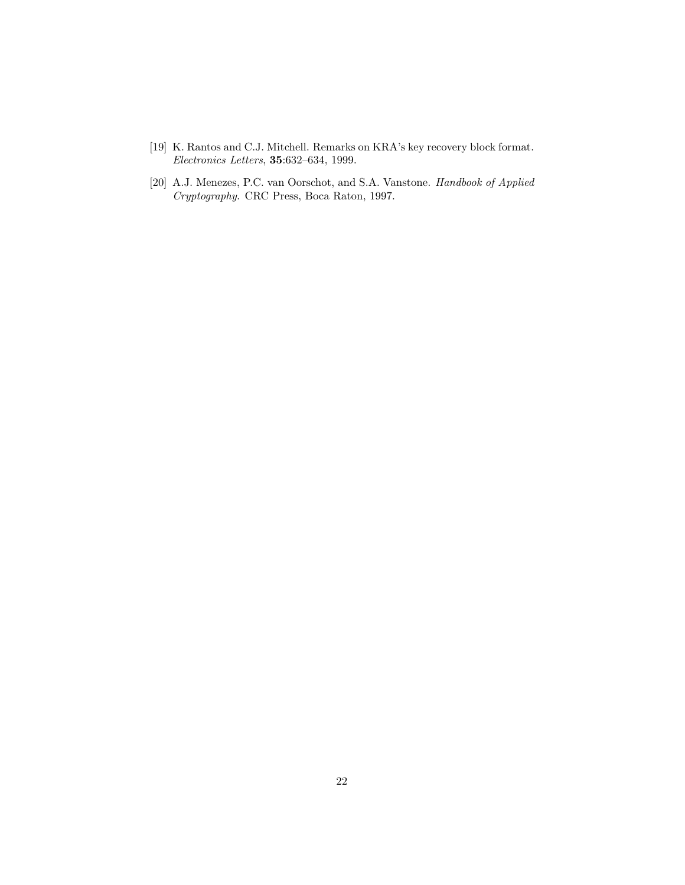[19] K. Rantos and C.J. Mitchell. Remarks on KRA's key recovery block format. *Electronics Letters*, **35**:632–634, 1999.

[20] A.J. Menezes, P.C. van Oorschot, and S.A. Vanstone. *Handbook of Applied Cryptography*. CRC Press, Boca Raton, 1997.